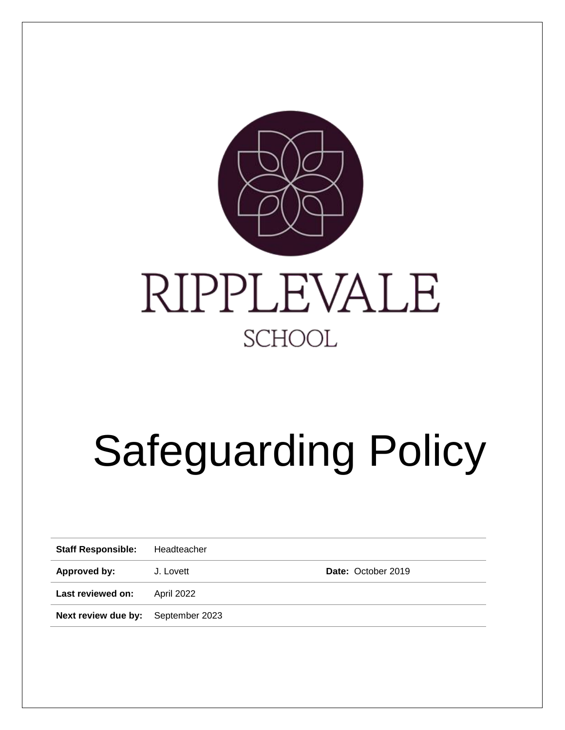RIPPLEVALE

SCHOOL

# Safeguarding Policy

| | | |
|---|---|---|
| **Staff Responsible:** | Headteacher | |
| **Approved by:** | J. Lovett | **Date:** October 2019 |
| **Last reviewed on:** | April 2022 | |
| **Next review due by:** | September 2023 | |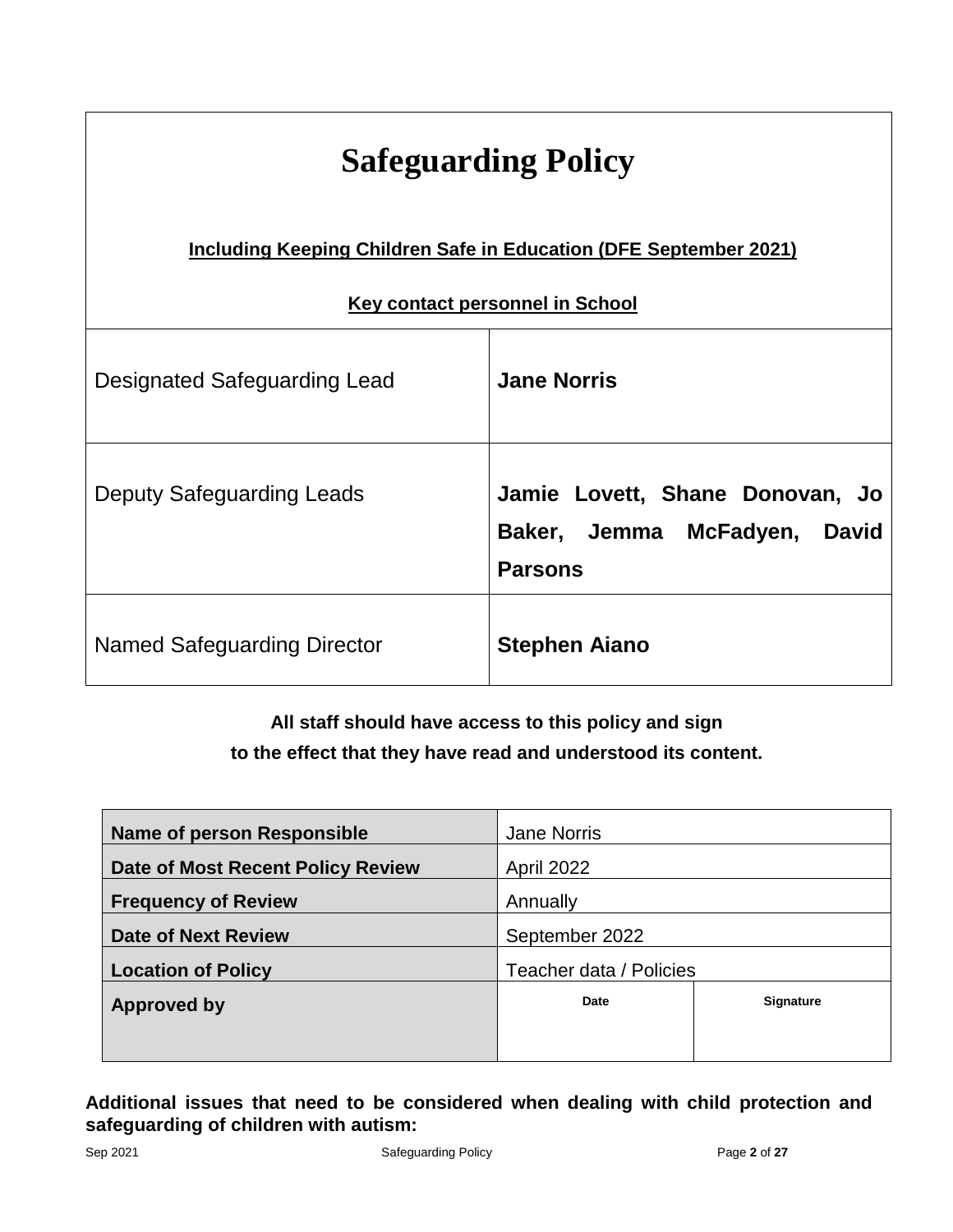# Safeguarding Policy

**Including Keeping Children Safe in Education (DFE September 2021)**

**Key contact personnel in School**

| | |
|---|---|
| Designated Safeguarding Lead | **Jane Norris** |
| Deputy Safeguarding Leads | **Jamie Lovett, Shane Donovan, Jo Baker, Jemma McFadyen, David Parsons** |
| Named Safeguarding Director | **Stephen Aiano** |

**All staff should have access to this policy and sign to the effect that they have read and understood its content.**

| | | |
|---|---|---|
| **Name of person Responsible** | Jane Norris | |
| **Date of Most Recent Policy Review** | April 2022 | |
| **Frequency of Review** | Annually | |
| **Date of Next Review** | September 2022 | |
| **Location of Policy** | Teacher data / Policies | |
| **Approved by** | **Date** | **Signature** |

**Additional issues that need to be considered when dealing with child protection and safeguarding of children with autism:**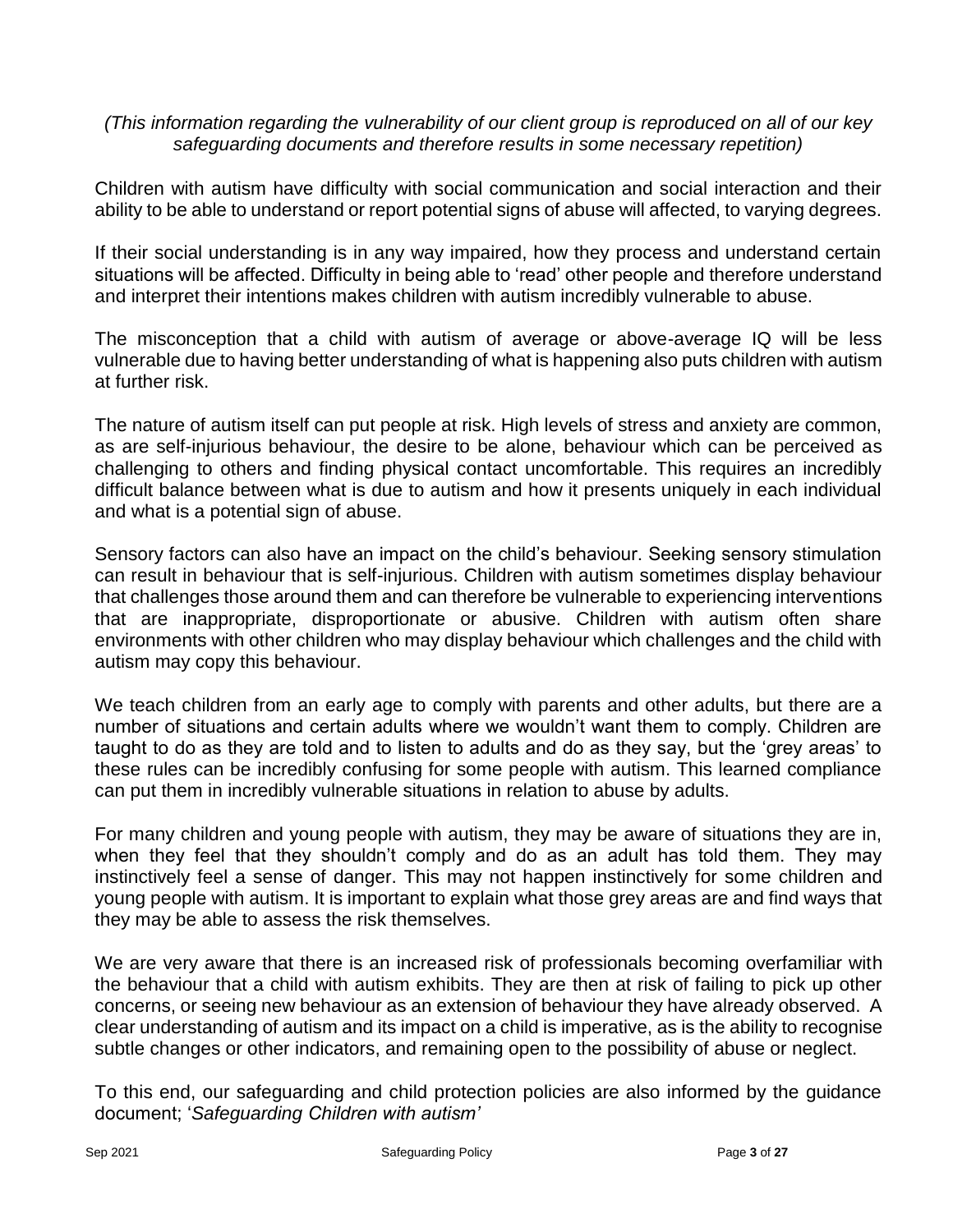*(This information regarding the vulnerability of our client group is reproduced on all of our key safeguarding documents and therefore results in some necessary repetition)*

Children with autism have difficulty with social communication and social interaction and their ability to be able to understand or report potential signs of abuse will affected, to varying degrees.

If their social understanding is in any way impaired, how they process and understand certain situations will be affected. Difficulty in being able to 'read' other people and therefore understand and interpret their intentions makes children with autism incredibly vulnerable to abuse.

The misconception that a child with autism of average or above-average IQ will be less vulnerable due to having better understanding of what is happening also puts children with autism at further risk.

The nature of autism itself can put people at risk. High levels of stress and anxiety are common, as are self-injurious behaviour, the desire to be alone, behaviour which can be perceived as challenging to others and finding physical contact uncomfortable. This requires an incredibly difficult balance between what is due to autism and how it presents uniquely in each individual and what is a potential sign of abuse.

Sensory factors can also have an impact on the child's behaviour. Seeking sensory stimulation can result in behaviour that is self-injurious. Children with autism sometimes display behaviour that challenges those around them and can therefore be vulnerable to experiencing interventions that are inappropriate, disproportionate or abusive. Children with autism often share environments with other children who may display behaviour which challenges and the child with autism may copy this behaviour.

We teach children from an early age to comply with parents and other adults, but there are a number of situations and certain adults where we wouldn't want them to comply. Children are taught to do as they are told and to listen to adults and do as they say, but the 'grey areas' to these rules can be incredibly confusing for some people with autism. This learned compliance can put them in incredibly vulnerable situations in relation to abuse by adults.

For many children and young people with autism, they may be aware of situations they are in, when they feel that they shouldn't comply and do as an adult has told them. They may instinctively feel a sense of danger. This may not happen instinctively for some children and young people with autism. It is important to explain what those grey areas are and find ways that they may be able to assess the risk themselves.

We are very aware that there is an increased risk of professionals becoming overfamiliar with the behaviour that a child with autism exhibits. They are then at risk of failing to pick up other concerns, or seeing new behaviour as an extension of behaviour they have already observed. A clear understanding of autism and its impact on a child is imperative, as is the ability to recognise subtle changes or other indicators, and remaining open to the possibility of abuse or neglect.

To this end, our safeguarding and child protection policies are also informed by the guidance document; '*Safeguarding Children with autism'*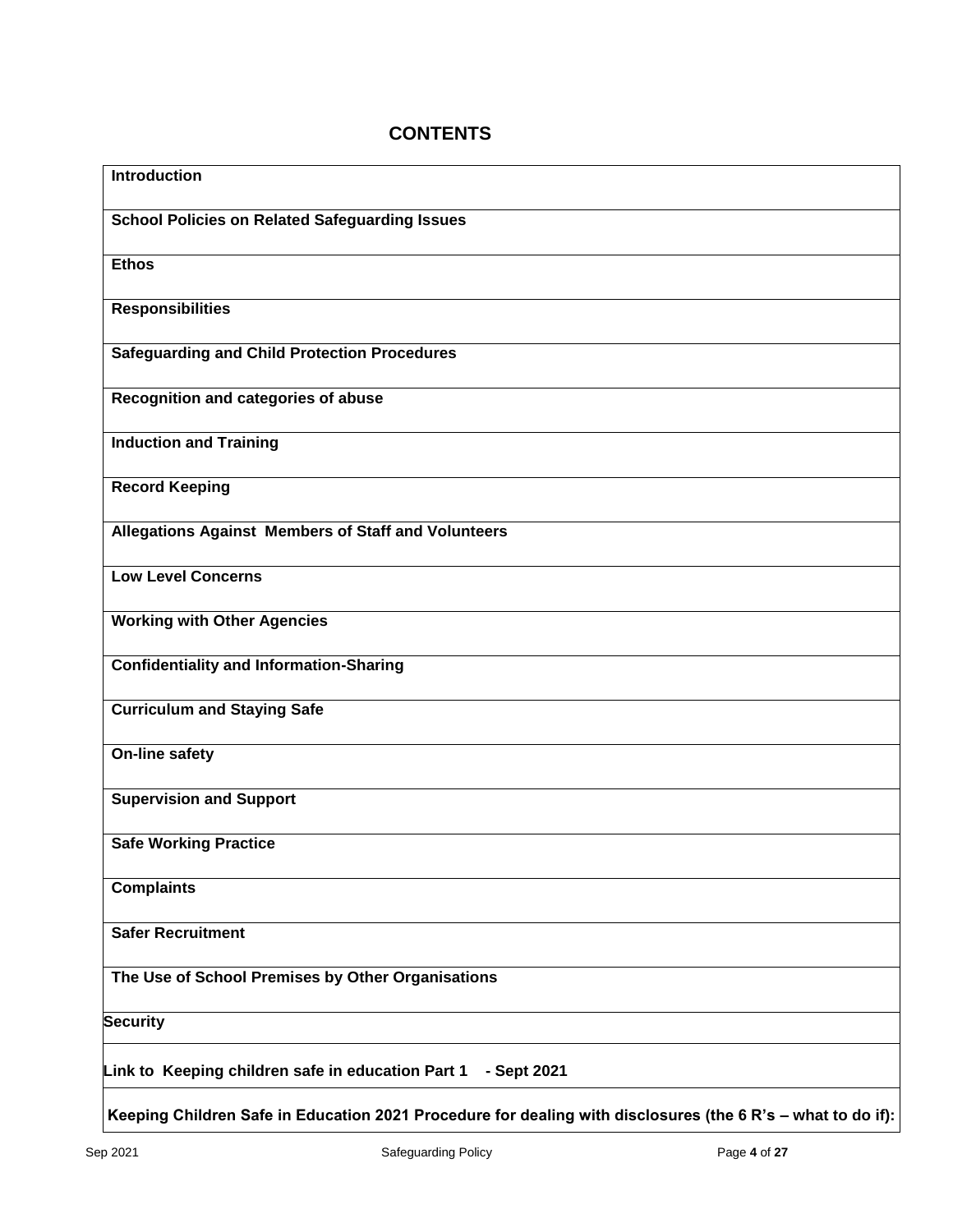# CONTENTS

| **Introduction** |
|---|
| **School Policies on Related Safeguarding Issues** |
| **Ethos** |
| **Responsibilities** |
| **Safeguarding and Child Protection Procedures** |
| **Recognition and categories of abuse** |
| **Induction and Training** |
| **Record Keeping** |
| **Allegations Against Members of Staff and Volunteers** |
| **Low Level Concerns** |
| **Working with Other Agencies** |
| **Confidentiality and Information-Sharing** |
| **Curriculum and Staying Safe** |
| **On-line safety** |
| **Supervision and Support** |
| **Safe Working Practice** |
| **Complaints** |
| **Safer Recruitment** |
| **The Use of School Premises by Other Organisations** |
| **Security** |
| **Link to Keeping children safe in education Part 1 - Sept 2021** |
| **Keeping Children Safe in Education 2021 Procedure for dealing with disclosures (the 6 R's – what to do if):** |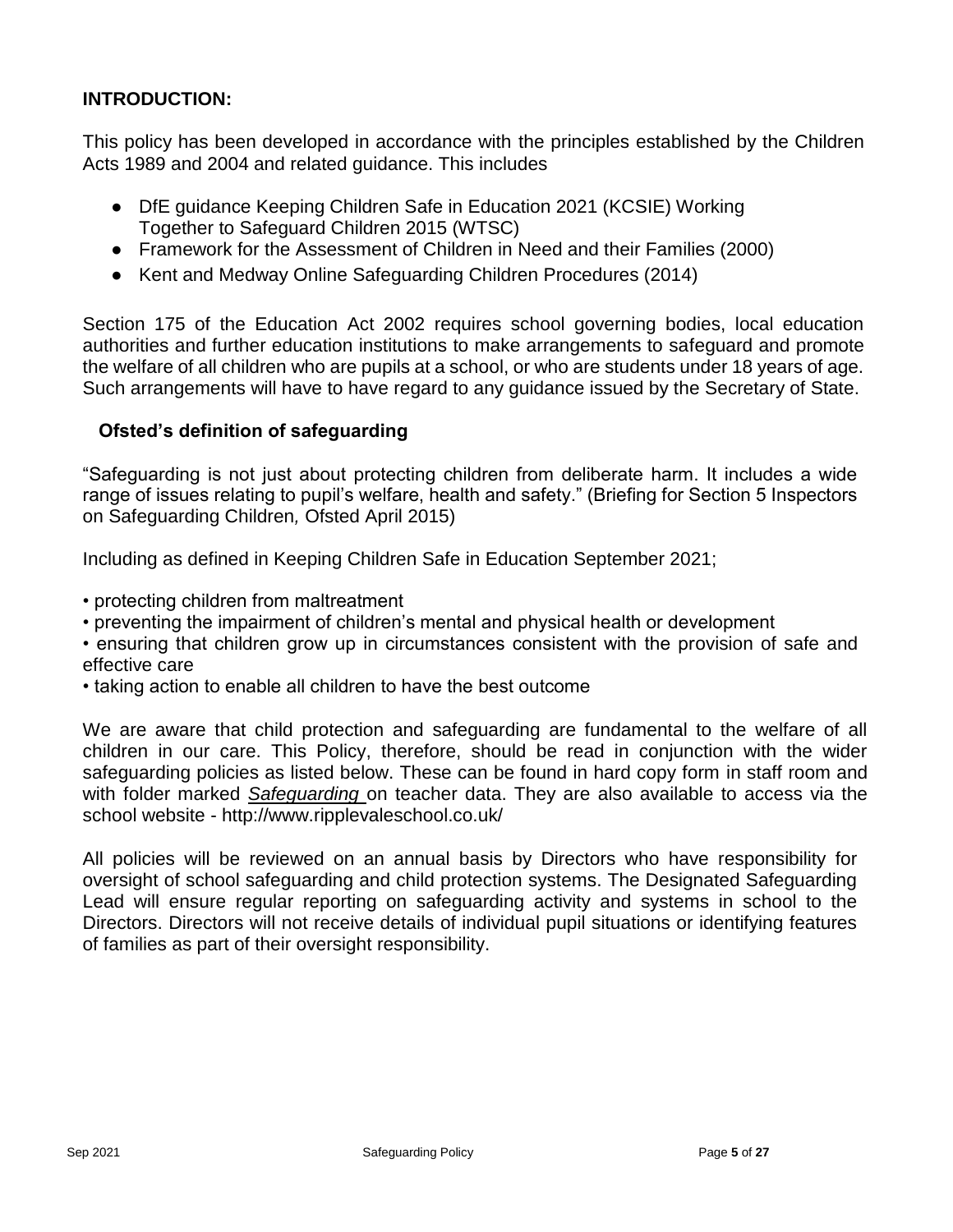## INTRODUCTION:

This policy has been developed in accordance with the principles established by the Children Acts 1989 and 2004 and related guidance. This includes

- DfE guidance Keeping Children Safe in Education 2021 (KCSIE) Working Together to Safeguard Children 2015 (WTSC)
- Framework for the Assessment of Children in Need and their Families (2000)
- Kent and Medway Online Safeguarding Children Procedures (2014)

Section 175 of the Education Act 2002 requires school governing bodies, local education authorities and further education institutions to make arrangements to safeguard and promote the welfare of all children who are pupils at a school, or who are students under 18 years of age. Such arrangements will have to have regard to any guidance issued by the Secretary of State.

### Ofsted's definition of safeguarding

"Safeguarding is not just about protecting children from deliberate harm. It includes a wide range of issues relating to pupil's welfare, health and safety." (Briefing for Section 5 Inspectors on Safeguarding Children*,* Ofsted April 2015)

Including as defined in Keeping Children Safe in Education September 2021;

- protecting children from maltreatment
- preventing the impairment of children's mental and physical health or development
- ensuring that children grow up in circumstances consistent with the provision of safe and effective care
- taking action to enable all children to have the best outcome

We are aware that child protection and safeguarding are fundamental to the welfare of all children in our care. This Policy, therefore, should be read in conjunction with the wider safeguarding policies as listed below. These can be found in hard copy form in staff room and with folder marked ***Safeguarding*** on teacher data. They are also available to access via the school website - http://www.ripplevaleschool.co.uk/

All policies will be reviewed on an annual basis by Directors who have responsibility for oversight of school safeguarding and child protection systems. The Designated Safeguarding Lead will ensure regular reporting on safeguarding activity and systems in school to the Directors. Directors will not receive details of individual pupil situations or identifying features of families as part of their oversight responsibility.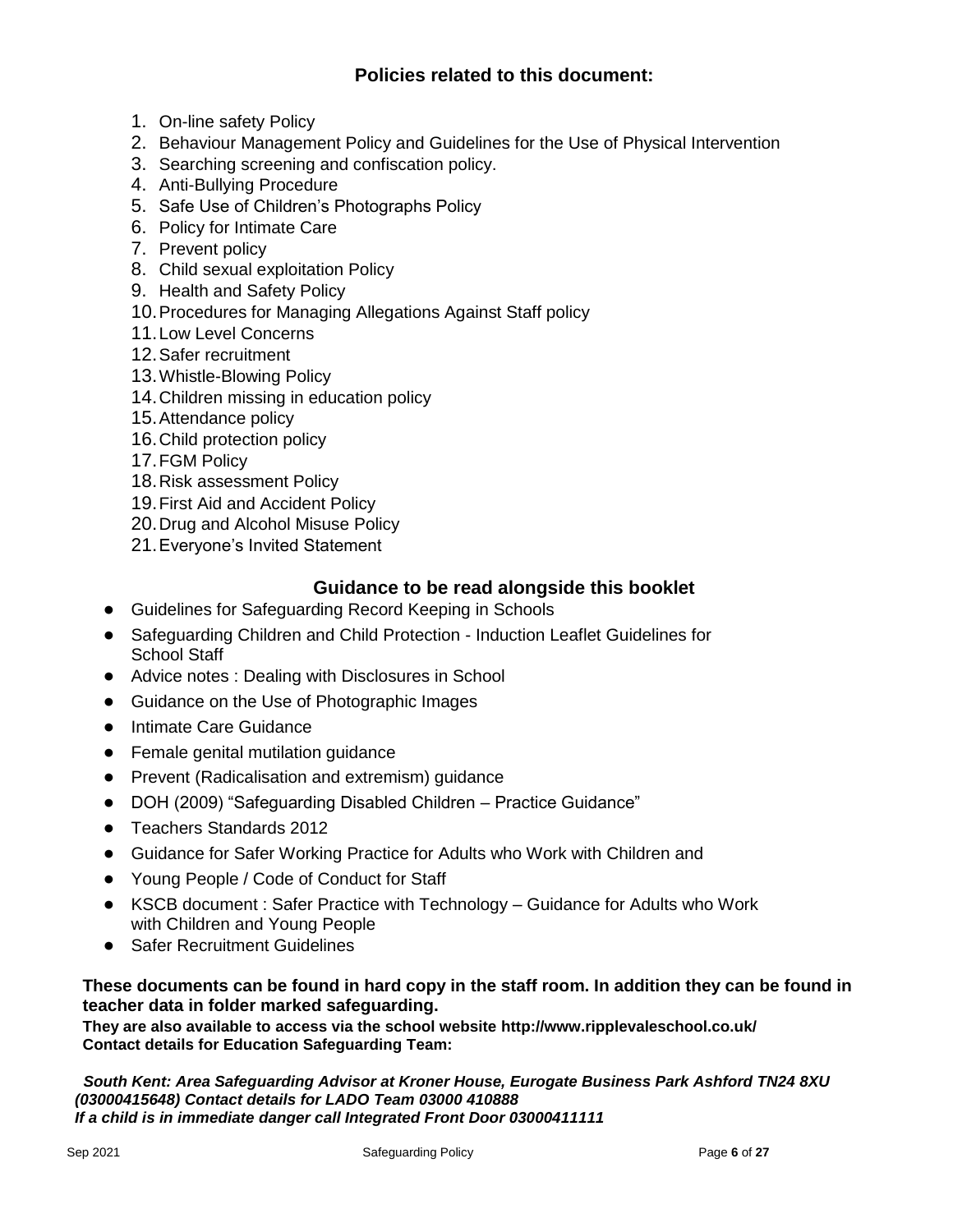## Policies related to this document:

1. On-line safety Policy
2. Behaviour Management Policy and Guidelines for the Use of Physical Intervention
3. Searching screening and confiscation policy.
4. Anti-Bullying Procedure
5. Safe Use of Children's Photographs Policy
6. Policy for Intimate Care
7. Prevent policy
8. Child sexual exploitation Policy
9. Health and Safety Policy
10. Procedures for Managing Allegations Against Staff policy
11. Low Level Concerns
12. Safer recruitment
13. Whistle-Blowing Policy
14. Children missing in education policy
15. Attendance policy
16. Child protection policy
17. FGM Policy
18. Risk assessment Policy
19. First Aid and Accident Policy
20. Drug and Alcohol Misuse Policy
21. Everyone's Invited Statement

## Guidance to be read alongside this booklet

- Guidelines for Safeguarding Record Keeping in Schools
- Safeguarding Children and Child Protection - Induction Leaflet Guidelines for School Staff
- Advice notes : Dealing with Disclosures in School
- Guidance on the Use of Photographic Images
- Intimate Care Guidance
- Female genital mutilation guidance
- Prevent (Radicalisation and extremism) guidance
- DOH (2009) "Safeguarding Disabled Children – Practice Guidance"
- Teachers Standards 2012
- Guidance for Safer Working Practice for Adults who Work with Children and
- Young People / Code of Conduct for Staff
- KSCB document : Safer Practice with Technology – Guidance for Adults who Work with Children and Young People
- Safer Recruitment Guidelines

**These documents can be found in hard copy in the staff room. In addition they can be found in teacher data in folder marked safeguarding.**

**They are also available to access via the school website http://www.ripplevaleschool.co.uk/**
**Contact details for Education Safeguarding Team:**

***South Kent: Area Safeguarding Advisor at Kroner House, Eurogate Business Park Ashford TN24 8XU (03000415648) Contact details for LADO Team 03000 410888***
***If a child is in immediate danger call Integrated Front Door 03000411111***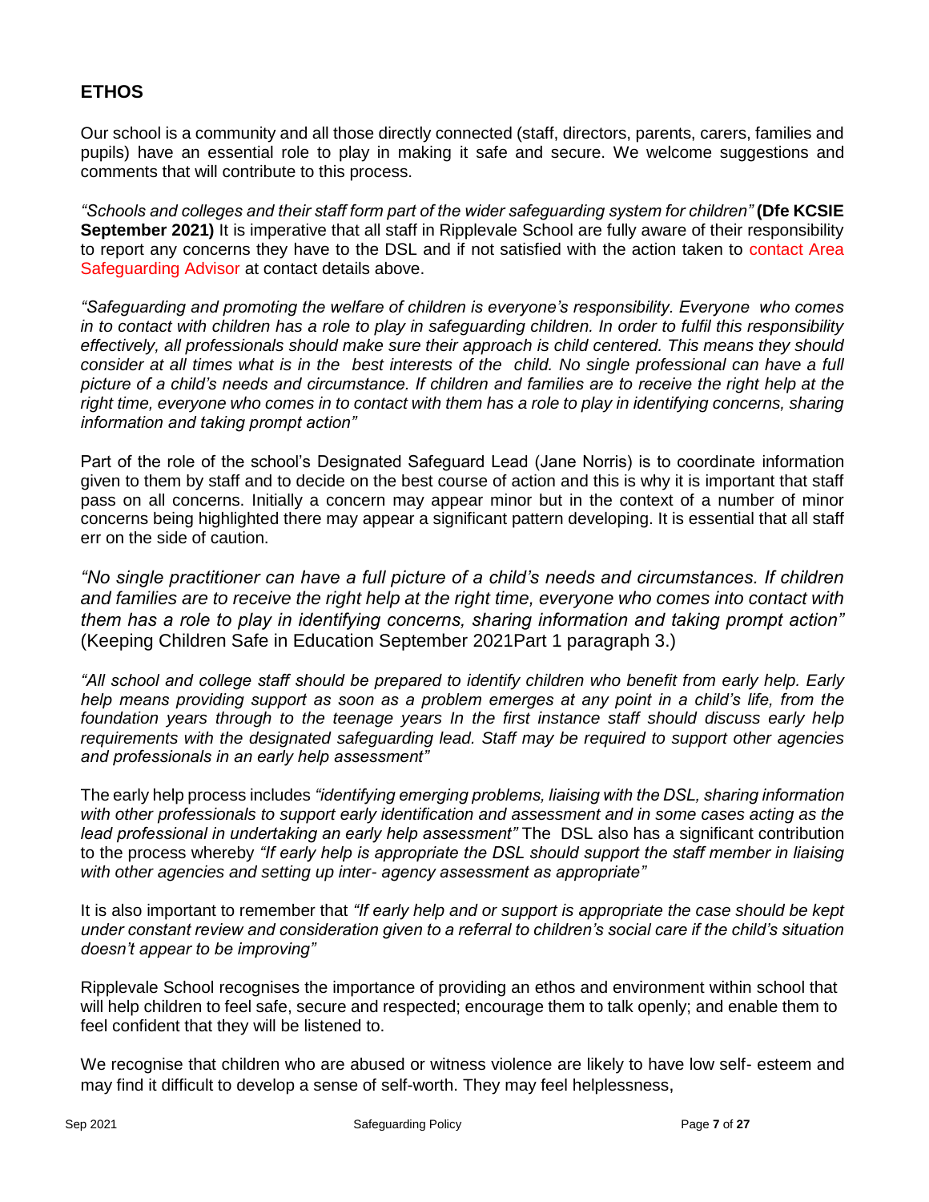## ETHOS

Our school is a community and all those directly connected (staff, directors, parents, carers, families and pupils) have an essential role to play in making it safe and secure. We welcome suggestions and comments that will contribute to this process.

*"Schools and colleges and their staff form part of the wider safeguarding system for children"* **(Dfe KCSIE September 2021)** It is imperative that all staff in Ripplevale School are fully aware of their responsibility to report any concerns they have to the DSL and if not satisfied with the action taken to contact Area Safeguarding Advisor at contact details above.

*"Safeguarding and promoting the welfare of children is everyone's responsibility. Everyone who comes in to contact with children has a role to play in safeguarding children. In order to fulfil this responsibility effectively, all professionals should make sure their approach is child centered. This means they should consider at all times what is in the best interests of the child. No single professional can have a full picture of a child's needs and circumstance. If children and families are to receive the right help at the right time, everyone who comes in to contact with them has a role to play in identifying concerns, sharing information and taking prompt action"*

Part of the role of the school's Designated Safeguard Lead (Jane Norris) is to coordinate information given to them by staff and to decide on the best course of action and this is why it is important that staff pass on all concerns. Initially a concern may appear minor but in the context of a number of minor concerns being highlighted there may appear a significant pattern developing. It is essential that all staff err on the side of caution.

*"No single practitioner can have a full picture of a child's needs and circumstances. If children and families are to receive the right help at the right time, everyone who comes into contact with them has a role to play in identifying concerns, sharing information and taking prompt action"* (Keeping Children Safe in Education September 2021Part 1 paragraph 3.)

*"All school and college staff should be prepared to identify children who benefit from early help. Early help means providing support as soon as a problem emerges at any point in a child's life, from the foundation years through to the teenage years In the first instance staff should discuss early help requirements with the designated safeguarding lead. Staff may be required to support other agencies and professionals in an early help assessment"*

The early help process includes *"identifying emerging problems, liaising with the DSL, sharing information with other professionals to support early identification and assessment and in some cases acting as the lead professional in undertaking an early help assessment"* The DSL also has a significant contribution to the process whereby *"If early help is appropriate the DSL should support the staff member in liaising with other agencies and setting up inter- agency assessment as appropriate"*

It is also important to remember that *"If early help and or support is appropriate the case should be kept under constant review and consideration given to a referral to children's social care if the child's situation doesn't appear to be improving"*

Ripplevale School recognises the importance of providing an ethos and environment within school that will help children to feel safe, secure and respected; encourage them to talk openly; and enable them to feel confident that they will be listened to.

We recognise that children who are abused or witness violence are likely to have low self- esteem and may find it difficult to develop a sense of self-worth. They may feel helplessness,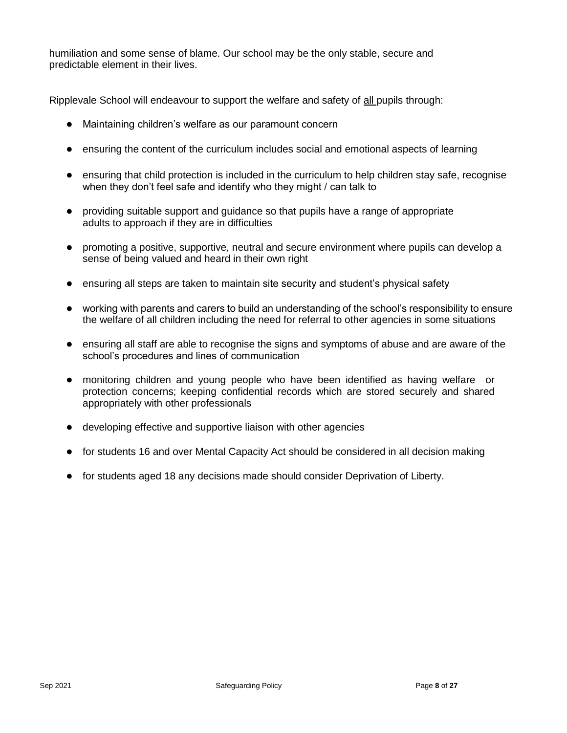humiliation and some sense of blame. Our school may be the only stable, secure and predictable element in their lives.

Ripplevale School will endeavour to support the welfare and safety of <u>all</u> pupils through:

- Maintaining children's welfare as our paramount concern
- ensuring the content of the curriculum includes social and emotional aspects of learning
- ensuring that child protection is included in the curriculum to help children stay safe, recognise when they don't feel safe and identify who they might / can talk to
- providing suitable support and guidance so that pupils have a range of appropriate adults to approach if they are in difficulties
- promoting a positive, supportive, neutral and secure environment where pupils can develop a sense of being valued and heard in their own right
- ensuring all steps are taken to maintain site security and student's physical safety
- working with parents and carers to build an understanding of the school's responsibility to ensure the welfare of all children including the need for referral to other agencies in some situations
- ensuring all staff are able to recognise the signs and symptoms of abuse and are aware of the school's procedures and lines of communication
- monitoring children and young people who have been identified as having welfare or protection concerns; keeping confidential records which are stored securely and shared appropriately with other professionals
- developing effective and supportive liaison with other agencies
- for students 16 and over Mental Capacity Act should be considered in all decision making
- for students aged 18 any decisions made should consider Deprivation of Liberty.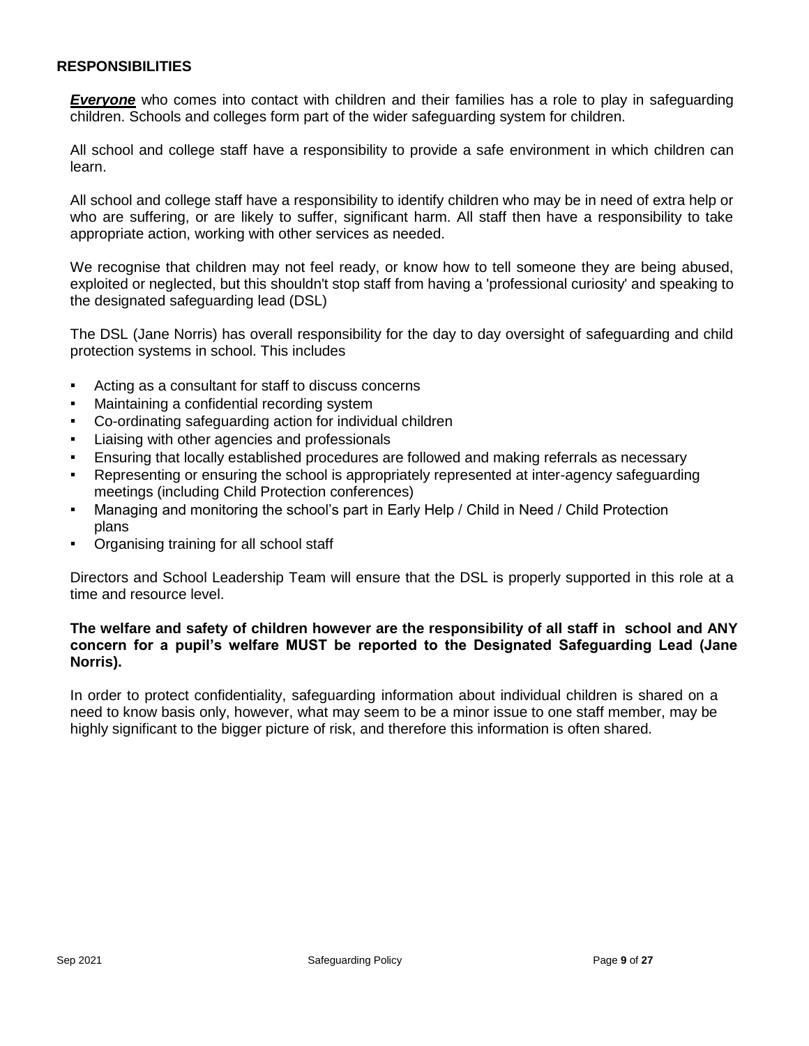## RESPONSIBILITIES

***Everyone*** who comes into contact with children and their families has a role to play in safeguarding children. Schools and colleges form part of the wider safeguarding system for children.

All school and college staff have a responsibility to provide a safe environment in which children can learn.

All school and college staff have a responsibility to identify children who may be in need of extra help or who are suffering, or are likely to suffer, significant harm. All staff then have a responsibility to take appropriate action, working with other services as needed.

We recognise that children may not feel ready, or know how to tell someone they are being abused, exploited or neglected, but this shouldn't stop staff from having a 'professional curiosity' and speaking to the designated safeguarding lead (DSL)

The DSL (Jane Norris) has overall responsibility for the day to day oversight of safeguarding and child protection systems in school. This includes

- Acting as a consultant for staff to discuss concerns
- Maintaining a confidential recording system
- Co-ordinating safeguarding action for individual children
- Liaising with other agencies and professionals
- Ensuring that locally established procedures are followed and making referrals as necessary
- Representing or ensuring the school is appropriately represented at inter-agency safeguarding meetings (including Child Protection conferences)
- Managing and monitoring the school's part in Early Help / Child in Need / Child Protection plans
- Organising training for all school staff

Directors and School Leadership Team will ensure that the DSL is properly supported in this role at a time and resource level.

**The welfare and safety of children however are the responsibility of all staff in school and ANY concern for a pupil's welfare MUST be reported to the Designated Safeguarding Lead (Jane Norris).**

In order to protect confidentiality, safeguarding information about individual children is shared on a need to know basis only, however, what may seem to be a minor issue to one staff member, may be highly significant to the bigger picture of risk, and therefore this information is often shared.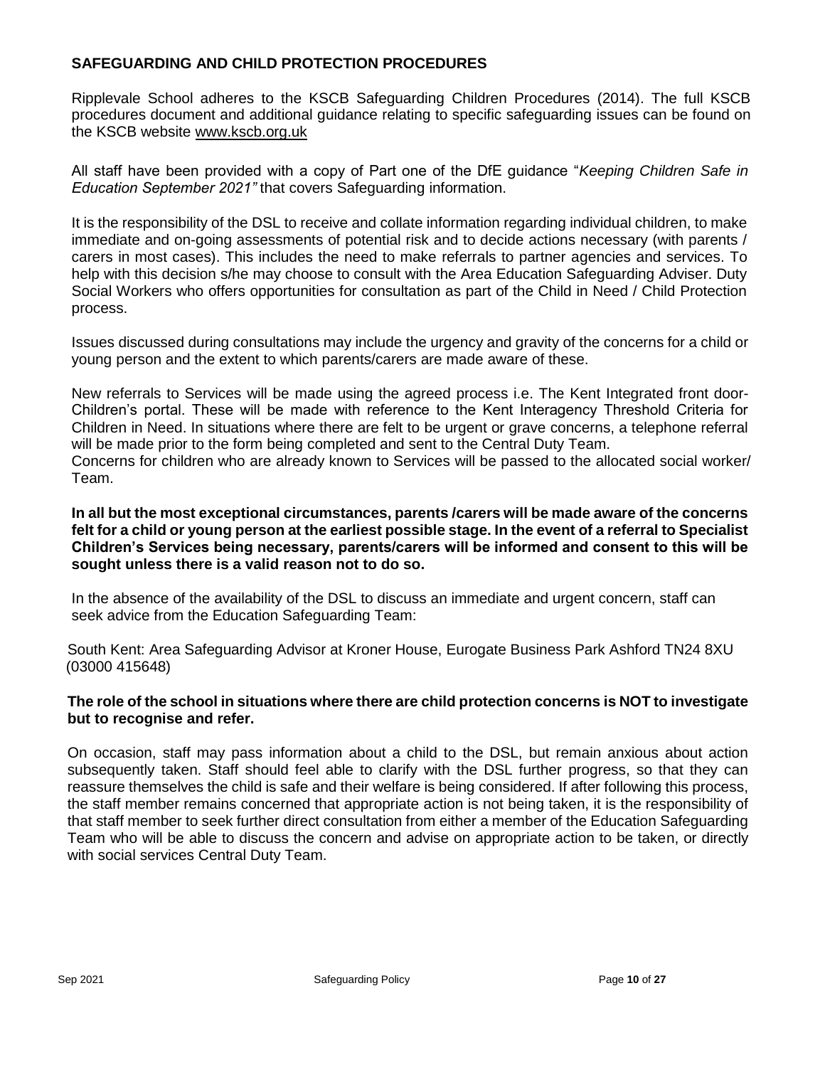## SAFEGUARDING AND CHILD PROTECTION PROCEDURES

Ripplevale School adheres to the KSCB Safeguarding Children Procedures (2014). The full KSCB procedures document and additional guidance relating to specific safeguarding issues can be found on the KSCB website www.kscb.org.uk

All staff have been provided with a copy of Part one of the DfE guidance "*Keeping Children Safe in Education September 2021"* that covers Safeguarding information.

It is the responsibility of the DSL to receive and collate information regarding individual children, to make immediate and on-going assessments of potential risk and to decide actions necessary (with parents / carers in most cases). This includes the need to make referrals to partner agencies and services. To help with this decision s/he may choose to consult with the Area Education Safeguarding Adviser. Duty Social Workers who offers opportunities for consultation as part of the Child in Need / Child Protection process.

Issues discussed during consultations may include the urgency and gravity of the concerns for a child or young person and the extent to which parents/carers are made aware of these.

New referrals to Services will be made using the agreed process i.e. The Kent Integrated front door- Children's portal. These will be made with reference to the Kent Interagency Threshold Criteria for Children in Need. In situations where there are felt to be urgent or grave concerns, a telephone referral will be made prior to the form being completed and sent to the Central Duty Team.
Concerns for children who are already known to Services will be passed to the allocated social worker/ Team.

**In all but the most exceptional circumstances, parents /carers will be made aware of the concerns felt for a child or young person at the earliest possible stage. In the event of a referral to Specialist Children's Services being necessary, parents/carers will be informed and consent to this will be sought unless there is a valid reason not to do so.**

In the absence of the availability of the DSL to discuss an immediate and urgent concern, staff can seek advice from the Education Safeguarding Team:

South Kent: Area Safeguarding Advisor at Kroner House, Eurogate Business Park Ashford TN24 8XU (03000 415648)

**The role of the school in situations where there are child protection concerns is NOT to investigate but to recognise and refer.**

On occasion, staff may pass information about a child to the DSL, but remain anxious about action subsequently taken. Staff should feel able to clarify with the DSL further progress, so that they can reassure themselves the child is safe and their welfare is being considered. If after following this process, the staff member remains concerned that appropriate action is not being taken, it is the responsibility of that staff member to seek further direct consultation from either a member of the Education Safeguarding Team who will be able to discuss the concern and advise on appropriate action to be taken, or directly with social services Central Duty Team.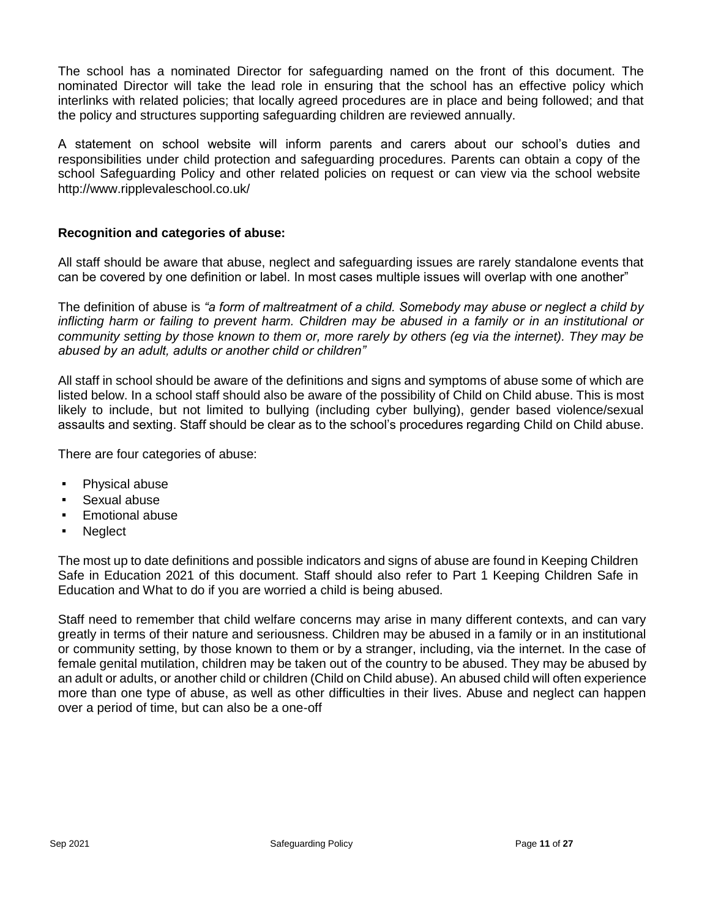The school has a nominated Director for safeguarding named on the front of this document. The nominated Director will take the lead role in ensuring that the school has an effective policy which interlinks with related policies; that locally agreed procedures are in place and being followed; and that the policy and structures supporting safeguarding children are reviewed annually.

A statement on school website will inform parents and carers about our school's duties and responsibilities under child protection and safeguarding procedures. Parents can obtain a copy of the school Safeguarding Policy and other related policies on request or can view via the school website http://www.ripplevaleschool.co.uk/

**Recognition and categories of abuse:**

All staff should be aware that abuse, neglect and safeguarding issues are rarely standalone events that can be covered by one definition or label. In most cases multiple issues will overlap with one another"

The definition of abuse is *"a form of maltreatment of a child. Somebody may abuse or neglect a child by inflicting harm or failing to prevent harm. Children may be abused in a family or in an institutional or community setting by those known to them or, more rarely by others (eg via the internet). They may be abused by an adult, adults or another child or children"*

All staff in school should be aware of the definitions and signs and symptoms of abuse some of which are listed below. In a school staff should also be aware of the possibility of Child on Child abuse. This is most likely to include, but not limited to bullying (including cyber bullying), gender based violence/sexual assaults and sexting. Staff should be clear as to the school's procedures regarding Child on Child abuse.

There are four categories of abuse:

- Physical abuse
- Sexual abuse
- Emotional abuse
- Neglect

The most up to date definitions and possible indicators and signs of abuse are found in Keeping Children Safe in Education 2021 of this document. Staff should also refer to Part 1 Keeping Children Safe in Education and What to do if you are worried a child is being abused.

Staff need to remember that child welfare concerns may arise in many different contexts, and can vary greatly in terms of their nature and seriousness. Children may be abused in a family or in an institutional or community setting, by those known to them or by a stranger, including, via the internet. In the case of female genital mutilation, children may be taken out of the country to be abused. They may be abused by an adult or adults, or another child or children (Child on Child abuse). An abused child will often experience more than one type of abuse, as well as other difficulties in their lives. Abuse and neglect can happen over a period of time, but can also be a one-off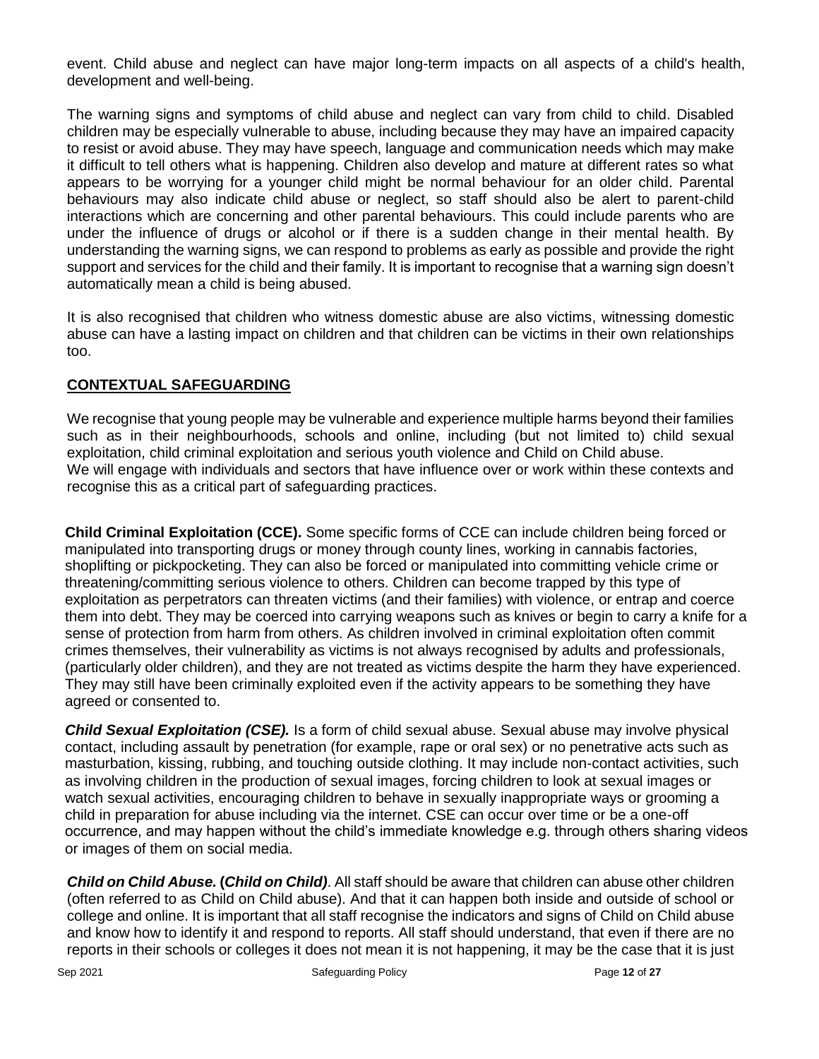event. Child abuse and neglect can have major long-term impacts on all aspects of a child's health, development and well-being.

The warning signs and symptoms of child abuse and neglect can vary from child to child. Disabled children may be especially vulnerable to abuse, including because they may have an impaired capacity to resist or avoid abuse. They may have speech, language and communication needs which may make it difficult to tell others what is happening. Children also develop and mature at different rates so what appears to be worrying for a younger child might be normal behaviour for an older child. Parental behaviours may also indicate child abuse or neglect, so staff should also be alert to parent-child interactions which are concerning and other parental behaviours. This could include parents who are under the influence of drugs or alcohol or if there is a sudden change in their mental health. By understanding the warning signs, we can respond to problems as early as possible and provide the right support and services for the child and their family. It is important to recognise that a warning sign doesn't automatically mean a child is being abused.

It is also recognised that children who witness domestic abuse are also victims, witnessing domestic abuse can have a lasting impact on children and that children can be victims in their own relationships too.

## CONTEXTUAL SAFEGUARDING

We recognise that young people may be vulnerable and experience multiple harms beyond their families such as in their neighbourhoods, schools and online, including (but not limited to) child sexual exploitation, child criminal exploitation and serious youth violence and Child on Child abuse.
We will engage with individuals and sectors that have influence over or work within these contexts and recognise this as a critical part of safeguarding practices.

**Child Criminal Exploitation (CCE).** Some specific forms of CCE can include children being forced or manipulated into transporting drugs or money through county lines, working in cannabis factories, shoplifting or pickpocketing. They can also be forced or manipulated into committing vehicle crime or threatening/committing serious violence to others. Children can become trapped by this type of exploitation as perpetrators can threaten victims (and their families) with violence, or entrap and coerce them into debt. They may be coerced into carrying weapons such as knives or begin to carry a knife for a sense of protection from harm from others. As children involved in criminal exploitation often commit crimes themselves, their vulnerability as victims is not always recognised by adults and professionals, (particularly older children), and they are not treated as victims despite the harm they have experienced. They may still have been criminally exploited even if the activity appears to be something they have agreed or consented to.

***Child Sexual Exploitation (CSE).*** Is a form of child sexual abuse. Sexual abuse may involve physical contact, including assault by penetration (for example, rape or oral sex) or no penetrative acts such as masturbation, kissing, rubbing, and touching outside clothing. It may include non-contact activities, such as involving children in the production of sexual images, forcing children to look at sexual images or watch sexual activities, encouraging children to behave in sexually inappropriate ways or grooming a child in preparation for abuse including via the internet. CSE can occur over time or be a one-off occurrence, and may happen without the child's immediate knowledge e.g. through others sharing videos or images of them on social media.

***Child on Child Abuse.* (*Child on Child*)**. All staff should be aware that children can abuse other children (often referred to as Child on Child abuse). And that it can happen both inside and outside of school or college and online. It is important that all staff recognise the indicators and signs of Child on Child abuse and know how to identify it and respond to reports. All staff should understand, that even if there are no reports in their schools or colleges it does not mean it is not happening, it may be the case that it is just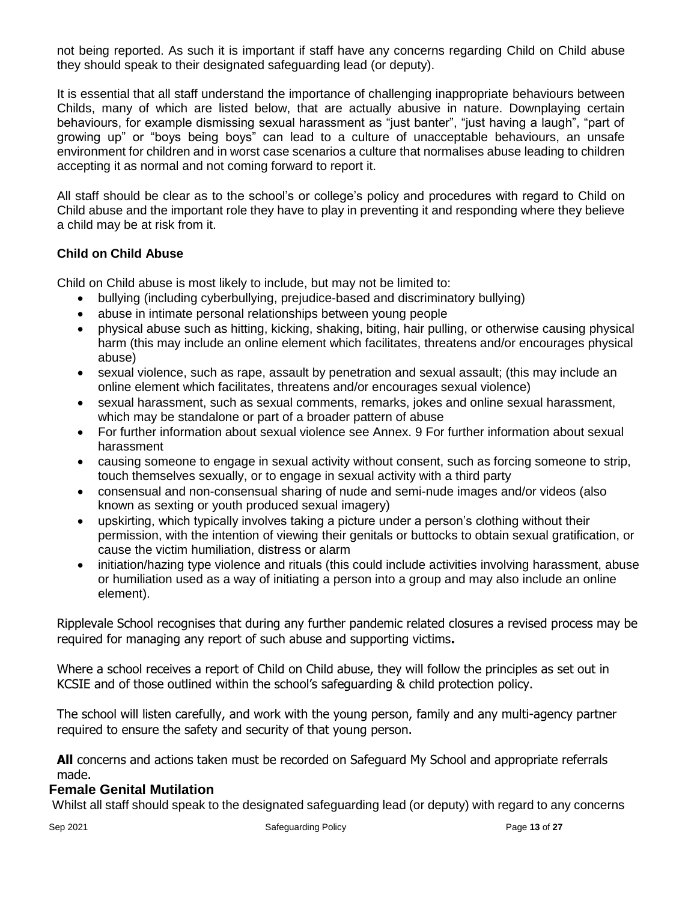not being reported. As such it is important if staff have any concerns regarding Child on Child abuse they should speak to their designated safeguarding lead (or deputy).

It is essential that all staff understand the importance of challenging inappropriate behaviours between Childs, many of which are listed below, that are actually abusive in nature. Downplaying certain behaviours, for example dismissing sexual harassment as "just banter", "just having a laugh", "part of growing up" or "boys being boys" can lead to a culture of unacceptable behaviours, an unsafe environment for children and in worst case scenarios a culture that normalises abuse leading to children accepting it as normal and not coming forward to report it.

All staff should be clear as to the school's or college's policy and procedures with regard to Child on Child abuse and the important role they have to play in preventing it and responding where they believe a child may be at risk from it.

### Child on Child Abuse

Child on Child abuse is most likely to include, but may not be limited to:

- bullying (including cyberbullying, prejudice-based and discriminatory bullying)
- abuse in intimate personal relationships between young people
- physical abuse such as hitting, kicking, shaking, biting, hair pulling, or otherwise causing physical harm (this may include an online element which facilitates, threatens and/or encourages physical abuse)
- sexual violence, such as rape, assault by penetration and sexual assault; (this may include an online element which facilitates, threatens and/or encourages sexual violence)
- sexual harassment, such as sexual comments, remarks, jokes and online sexual harassment, which may be standalone or part of a broader pattern of abuse
- For further information about sexual violence see Annex. 9 For further information about sexual harassment
- causing someone to engage in sexual activity without consent, such as forcing someone to strip, touch themselves sexually, or to engage in sexual activity with a third party
- consensual and non-consensual sharing of nude and semi-nude images and/or videos (also known as sexting or youth produced sexual imagery)
- upskirting, which typically involves taking a picture under a person's clothing without their permission, with the intention of viewing their genitals or buttocks to obtain sexual gratification, or cause the victim humiliation, distress or alarm
- initiation/hazing type violence and rituals (this could include activities involving harassment, abuse or humiliation used as a way of initiating a person into a group and may also include an online element).

Ripplevale School recognises that during any further pandemic related closures a revised process may be required for managing any report of such abuse and supporting victims**.**

Where a school receives a report of Child on Child abuse, they will follow the principles as set out in KCSIE and of those outlined within the school's safeguarding & child protection policy.

The school will listen carefully, and work with the young person, family and any multi-agency partner required to ensure the safety and security of that young person.

**All** concerns and actions taken must be recorded on Safeguard My School and appropriate referrals made.

### Female Genital Mutilation

Whilst all staff should speak to the designated safeguarding lead (or deputy) with regard to any concerns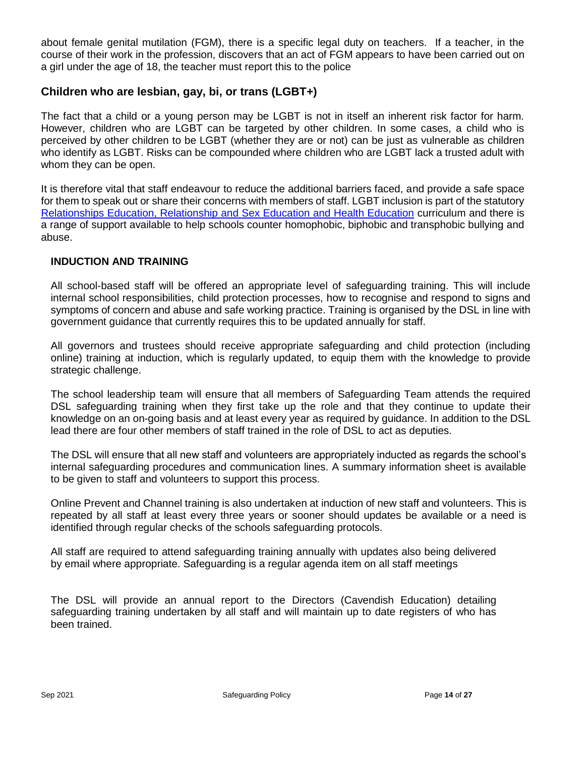about female genital mutilation (FGM), there is a specific legal duty on teachers. If a teacher, in the course of their work in the profession, discovers that an act of FGM appears to have been carried out on a girl under the age of 18, the teacher must report this to the police

## Children who are lesbian, gay, bi, or trans (LGBT+)

The fact that a child or a young person may be LGBT is not in itself an inherent risk factor for harm. However, children who are LGBT can be targeted by other children. In some cases, a child who is perceived by other children to be LGBT (whether they are or not) can be just as vulnerable as children who identify as LGBT. Risks can be compounded where children who are LGBT lack a trusted adult with whom they can be open.

It is therefore vital that staff endeavour to reduce the additional barriers faced, and provide a safe space for them to speak out or share their concerns with members of staff. LGBT inclusion is part of the statutory Relationships Education, Relationship and Sex Education and Health Education curriculum and there is a range of support available to help schools counter homophobic, biphobic and transphobic bullying and abuse.

### INDUCTION AND TRAINING

All school-based staff will be offered an appropriate level of safeguarding training. This will include internal school responsibilities, child protection processes, how to recognise and respond to signs and symptoms of concern and abuse and safe working practice. Training is organised by the DSL in line with government guidance that currently requires this to be updated annually for staff.

All governors and trustees should receive appropriate safeguarding and child protection (including online) training at induction, which is regularly updated, to equip them with the knowledge to provide strategic challenge.

The school leadership team will ensure that all members of Safeguarding Team attends the required DSL safeguarding training when they first take up the role and that they continue to update their knowledge on an on-going basis and at least every year as required by guidance. In addition to the DSL lead there are four other members of staff trained in the role of DSL to act as deputies.

The DSL will ensure that all new staff and volunteers are appropriately inducted as regards the school's internal safeguarding procedures and communication lines. A summary information sheet is available to be given to staff and volunteers to support this process.

Online Prevent and Channel training is also undertaken at induction of new staff and volunteers. This is repeated by all staff at least every three years or sooner should updates be available or a need is identified through regular checks of the schools safeguarding protocols.

All staff are required to attend safeguarding training annually with updates also being delivered by email where appropriate. Safeguarding is a regular agenda item on all staff meetings

The DSL will provide an annual report to the Directors (Cavendish Education) detailing safeguarding training undertaken by all staff and will maintain up to date registers of who has been trained.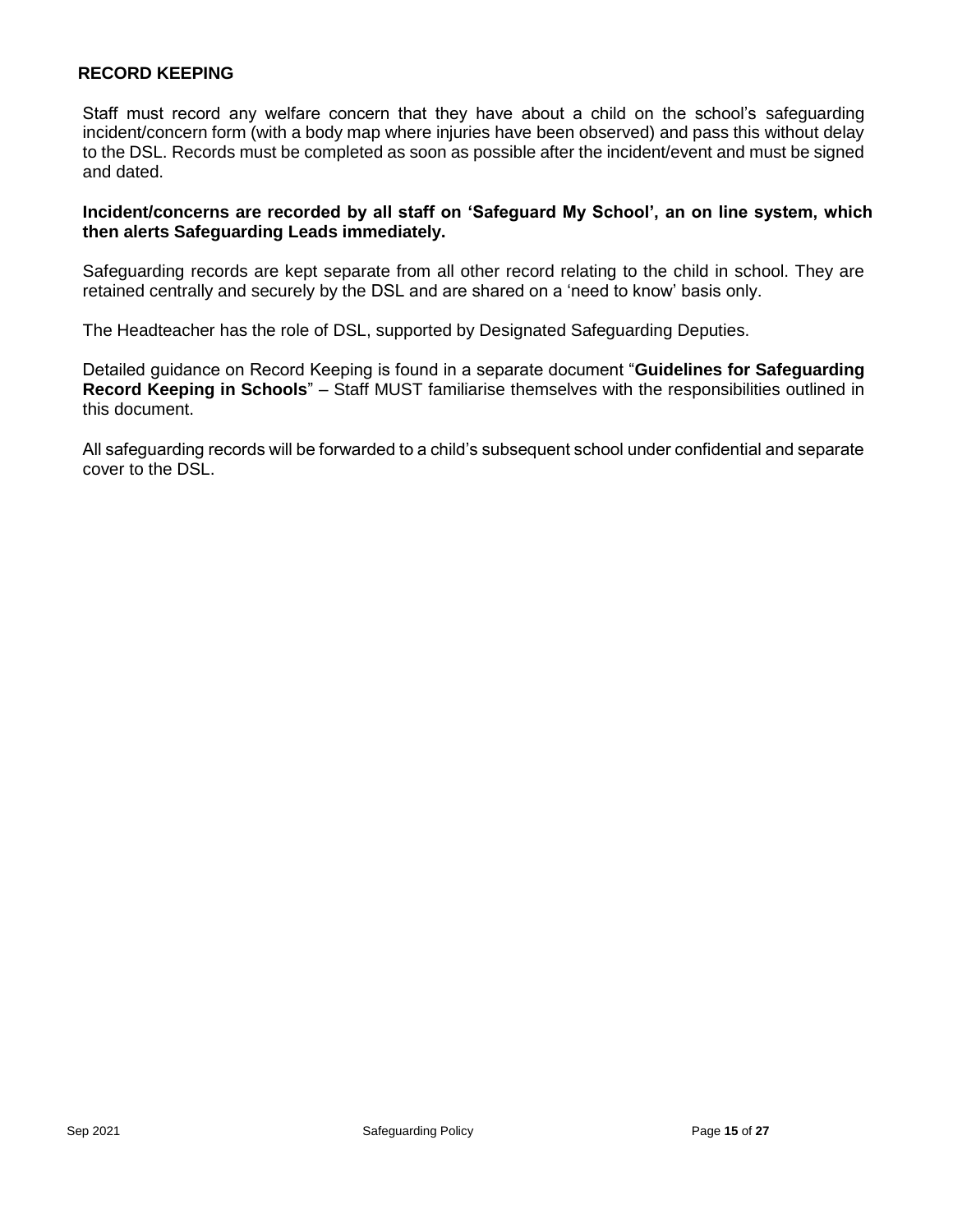## RECORD KEEPING

Staff must record any welfare concern that they have about a child on the school's safeguarding incident/concern form (with a body map where injuries have been observed) and pass this without delay to the DSL. Records must be completed as soon as possible after the incident/event and must be signed and dated.

**Incident/concerns are recorded by all staff on 'Safeguard My School', an on line system, which then alerts Safeguarding Leads immediately.**

Safeguarding records are kept separate from all other record relating to the child in school. They are retained centrally and securely by the DSL and are shared on a 'need to know' basis only.

The Headteacher has the role of DSL, supported by Designated Safeguarding Deputies.

Detailed guidance on Record Keeping is found in a separate document "**Guidelines for Safeguarding Record Keeping in Schools**" – Staff MUST familiarise themselves with the responsibilities outlined in this document.

All safeguarding records will be forwarded to a child's subsequent school under confidential and separate cover to the DSL.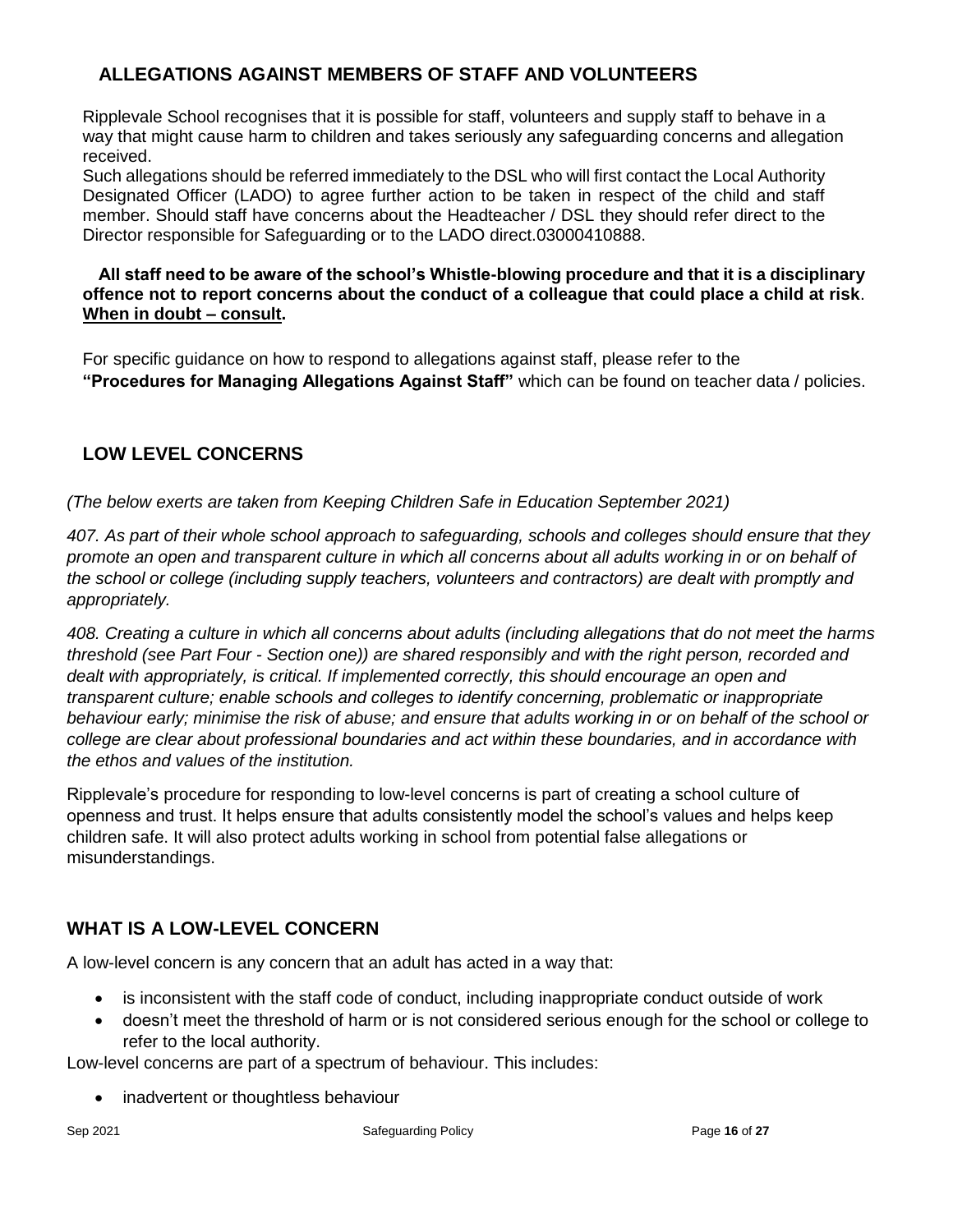## ALLEGATIONS AGAINST MEMBERS OF STAFF AND VOLUNTEERS

Ripplevale School recognises that it is possible for staff, volunteers and supply staff to behave in a way that might cause harm to children and takes seriously any safeguarding concerns and allegation received.

Such allegations should be referred immediately to the DSL who will first contact the Local Authority Designated Officer (LADO) to agree further action to be taken in respect of the child and staff member. Should staff have concerns about the Headteacher / DSL they should refer direct to the Director responsible for Safeguarding or to the LADO direct.03000410888.

**All staff need to be aware of the school's Whistle-blowing procedure and that it is a disciplinary offence not to report concerns about the conduct of a colleague that could place a child at risk**. **When in doubt – consult.**

For specific guidance on how to respond to allegations against staff, please refer to the **"Procedures for Managing Allegations Against Staff"** which can be found on teacher data / policies.

## LOW LEVEL CONCERNS

*(The below exerts are taken from Keeping Children Safe in Education September 2021)*

*407. As part of their whole school approach to safeguarding, schools and colleges should ensure that they promote an open and transparent culture in which all concerns about all adults working in or on behalf of the school or college (including supply teachers, volunteers and contractors) are dealt with promptly and appropriately.*

*408. Creating a culture in which all concerns about adults (including allegations that do not meet the harms threshold (see Part Four - Section one)) are shared responsibly and with the right person, recorded and dealt with appropriately, is critical. If implemented correctly, this should encourage an open and transparent culture; enable schools and colleges to identify concerning, problematic or inappropriate behaviour early; minimise the risk of abuse; and ensure that adults working in or on behalf of the school or college are clear about professional boundaries and act within these boundaries, and in accordance with the ethos and values of the institution.*

Ripplevale's procedure for responding to low-level concerns is part of creating a school culture of openness and trust. It helps ensure that adults consistently model the school's values and helps keep children safe. It will also protect adults working in school from potential false allegations or misunderstandings.

## WHAT IS A LOW-LEVEL CONCERN

A low-level concern is any concern that an adult has acted in a way that:

- is inconsistent with the staff code of conduct, including inappropriate conduct outside of work
- doesn't meet the threshold of harm or is not considered serious enough for the school or college to refer to the local authority.

Low-level concerns are part of a spectrum of behaviour. This includes:

- inadvertent or thoughtless behaviour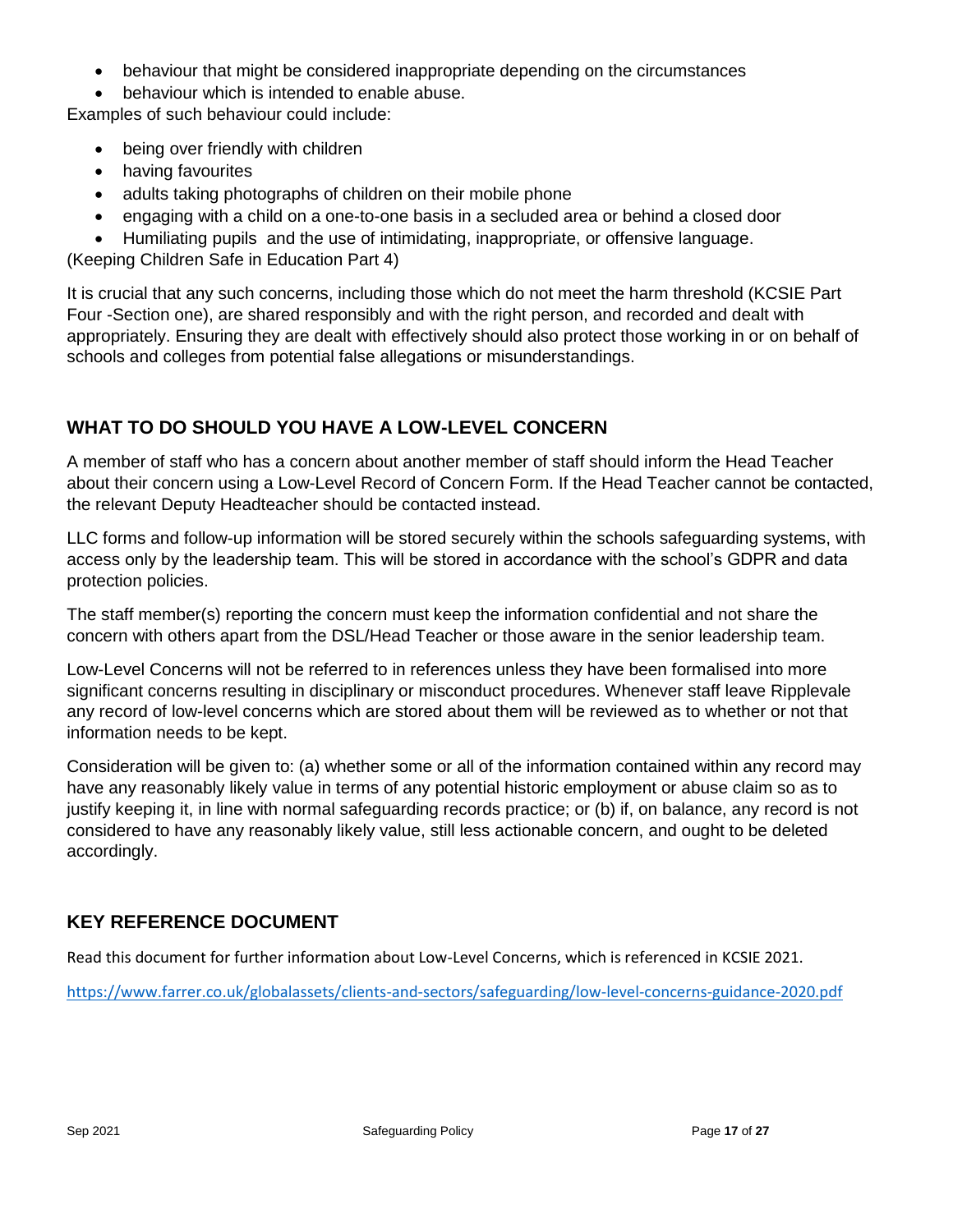- behaviour that might be considered inappropriate depending on the circumstances
- behaviour which is intended to enable abuse.

Examples of such behaviour could include:

- being over friendly with children
- having favourites
- adults taking photographs of children on their mobile phone
- engaging with a child on a one-to-one basis in a secluded area or behind a closed door
- Humiliating pupils and the use of intimidating, inappropriate, or offensive language.

(Keeping Children Safe in Education Part 4)

It is crucial that any such concerns, including those which do not meet the harm threshold (KCSIE Part Four -Section one), are shared responsibly and with the right person, and recorded and dealt with appropriately. Ensuring they are dealt with effectively should also protect those working in or on behalf of schools and colleges from potential false allegations or misunderstandings.

## WHAT TO DO SHOULD YOU HAVE A LOW-LEVEL CONCERN

A member of staff who has a concern about another member of staff should inform the Head Teacher about their concern using a Low-Level Record of Concern Form. If the Head Teacher cannot be contacted, the relevant Deputy Headteacher should be contacted instead.

LLC forms and follow-up information will be stored securely within the schools safeguarding systems, with access only by the leadership team. This will be stored in accordance with the school's GDPR and data protection policies.

The staff member(s) reporting the concern must keep the information confidential and not share the concern with others apart from the DSL/Head Teacher or those aware in the senior leadership team.

Low-Level Concerns will not be referred to in references unless they have been formalised into more significant concerns resulting in disciplinary or misconduct procedures. Whenever staff leave Ripplevale any record of low-level concerns which are stored about them will be reviewed as to whether or not that information needs to be kept.

Consideration will be given to: (a) whether some or all of the information contained within any record may have any reasonably likely value in terms of any potential historic employment or abuse claim so as to justify keeping it, in line with normal safeguarding records practice; or (b) if, on balance, any record is not considered to have any reasonably likely value, still less actionable concern, and ought to be deleted accordingly.

## KEY REFERENCE DOCUMENT

Read this document for further information about Low-Level Concerns, which is referenced in KCSIE 2021.

https://www.farrer.co.uk/globalassets/clients-and-sectors/safeguarding/low-level-concerns-guidance-2020.pdf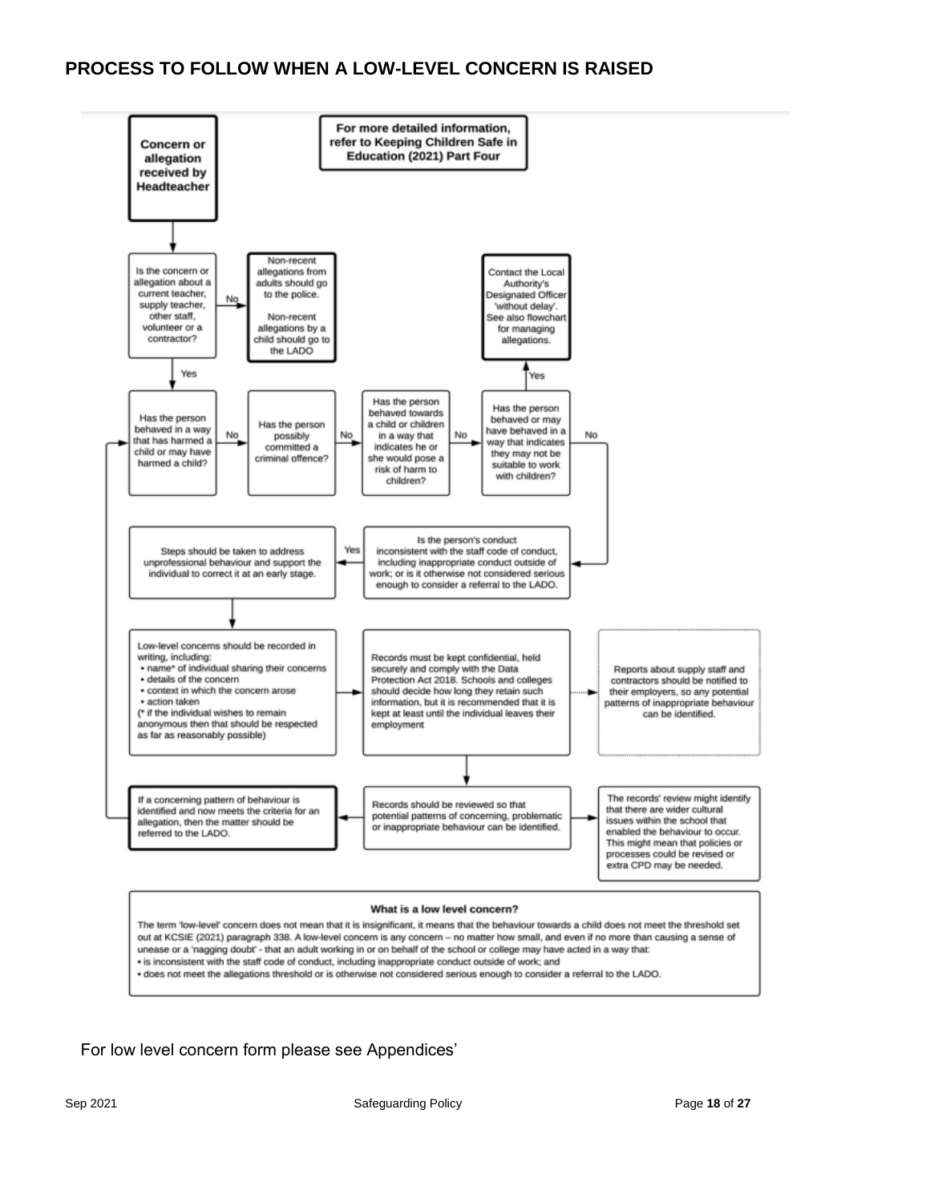## PROCESS TO FOLLOW WHEN A LOW-LEVEL CONCERN IS RAISED

**For more detailed information, refer to Keeping Children Safe in Education (2021) Part Four**

**Concern or allegation received by Headteacher**

↓

Is the concern or allegation about a current teacher, supply teacher, other staff, volunteer or a contractor?

- **No** → **Non-recent allegations from adults should go to the police. Non-recent allegations by a child should go to the LADO**
- **Yes** ↓

Has the person behaved in a way that has harmed a child or may have harmed a child?

- **No** → Has the person possibly committed a criminal offence?
- **No** → Has the person behaved towards a child or children in a way that indicates he or she would pose a risk of harm to children?
- **No** → Has the person behaved or may have behaved in a way that indicates they may not be suitable to work with children?
  - **Yes** → **Contact the Local Authority's Designated Officer 'without delay'. See also flowchart for managing allegations.**
  - **No** ↓

Is the person's conduct inconsistent with the staff code of conduct, including inappropriate conduct outside of work; or is it otherwise not considered serious enough to consider a referral to the LADO.

- **Yes** → Steps should be taken to address unprofessional behaviour and support the individual to correct it at an early stage.

↓

Low-level concerns should be recorded in writing, including:

- name* of individual sharing their concerns
- details of the concern
- context in which the concern arose
- action taken

(* if the individual wishes to remain anonymous then that should be respected as far as reasonably possible)

→ Records must be kept confidential, held securely and comply with the Data Protection Act 2018. Schools and colleges should decide how long they retain such information, but it is recommended that it is kept at least until the individual leaves their employment

→ Reports about supply staff and contractors should be notified to their employers, so any potential patterns of inappropriate behaviour can be identified.

↓

Records should be reviewed so that potential patterns of concerning, problematic or inappropriate behaviour can be identified.

- → The records' review might identify that there are wider cultural issues within the school that enabled the behaviour to occur. This might mean that policies or processes could be revised or extra CPD may be needed.
- → **If a concerning pattern of behaviour is identified and now meets the criteria for an allegation, then the matter should be referred to the LADO.**

**What is a low level concern?**

The term 'low-level' concern does not mean that it is insignificant, it means that the behaviour towards a child does not meet the threshold set out at KCSIE (2021) paragraph 338. A low-level concern is any concern – no matter how small, and even if no more than causing a sense of unease or a 'nagging doubt' - that an adult working in or on behalf of the school or college may have acted in a way that:

- is inconsistent with the staff code of conduct, including inappropriate conduct outside of work; and
- does not meet the allegations threshold or is otherwise not considered serious enough to consider a referral to the LADO.

For low level concern form please see Appendices'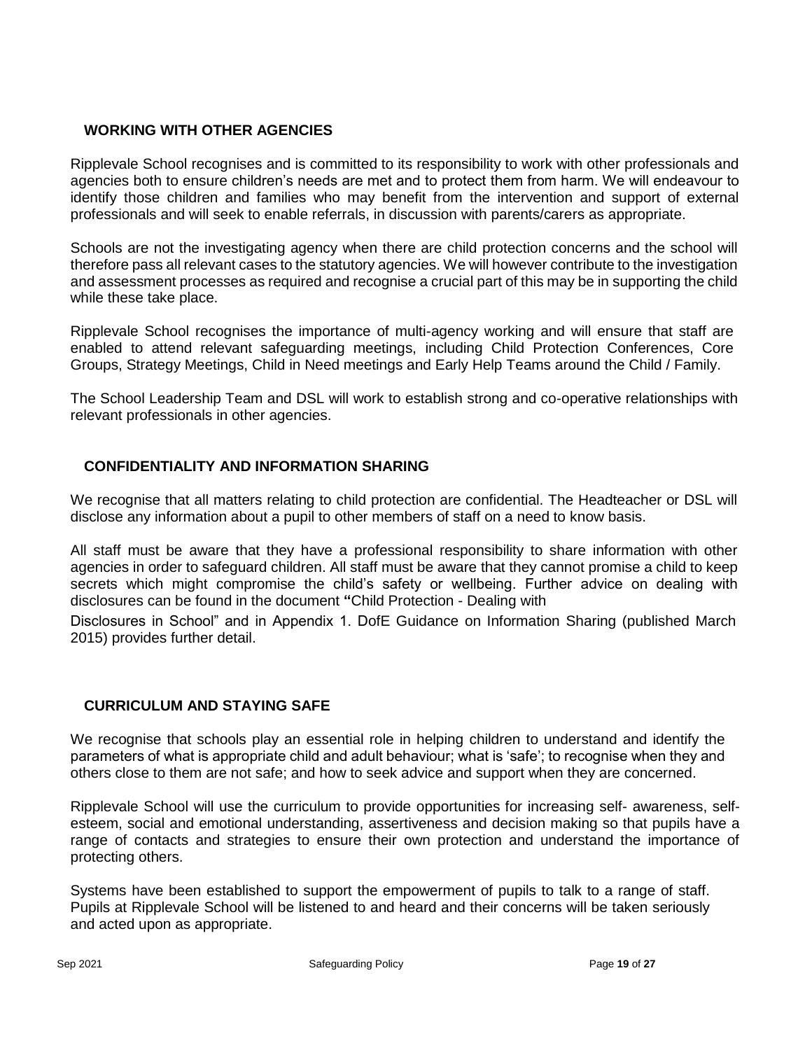## WORKING WITH OTHER AGENCIES

Ripplevale School recognises and is committed to its responsibility to work with other professionals and agencies both to ensure children's needs are met and to protect them from harm. We will endeavour to identify those children and families who may benefit from the intervention and support of external professionals and will seek to enable referrals, in discussion with parents/carers as appropriate.

Schools are not the investigating agency when there are child protection concerns and the school will therefore pass all relevant cases to the statutory agencies. We will however contribute to the investigation and assessment processes as required and recognise a crucial part of this may be in supporting the child while these take place.

Ripplevale School recognises the importance of multi-agency working and will ensure that staff are enabled to attend relevant safeguarding meetings, including Child Protection Conferences, Core Groups, Strategy Meetings, Child in Need meetings and Early Help Teams around the Child / Family.

The School Leadership Team and DSL will work to establish strong and co-operative relationships with relevant professionals in other agencies.

## CONFIDENTIALITY AND INFORMATION SHARING

We recognise that all matters relating to child protection are confidential. The Headteacher or DSL will disclose any information about a pupil to other members of staff on a need to know basis.

All staff must be aware that they have a professional responsibility to share information with other agencies in order to safeguard children. All staff must be aware that they cannot promise a child to keep secrets which might compromise the child's safety or wellbeing. Further advice on dealing with disclosures can be found in the document **"**Child Protection - Dealing with Disclosures in School" and in Appendix 1. DofE Guidance on Information Sharing (published March 2015) provides further detail.

## CURRICULUM AND STAYING SAFE

We recognise that schools play an essential role in helping children to understand and identify the parameters of what is appropriate child and adult behaviour; what is 'safe'; to recognise when they and others close to them are not safe; and how to seek advice and support when they are concerned.

Ripplevale School will use the curriculum to provide opportunities for increasing self- awareness, self-esteem, social and emotional understanding, assertiveness and decision making so that pupils have a range of contacts and strategies to ensure their own protection and understand the importance of protecting others.

Systems have been established to support the empowerment of pupils to talk to a range of staff. Pupils at Ripplevale School will be listened to and heard and their concerns will be taken seriously and acted upon as appropriate.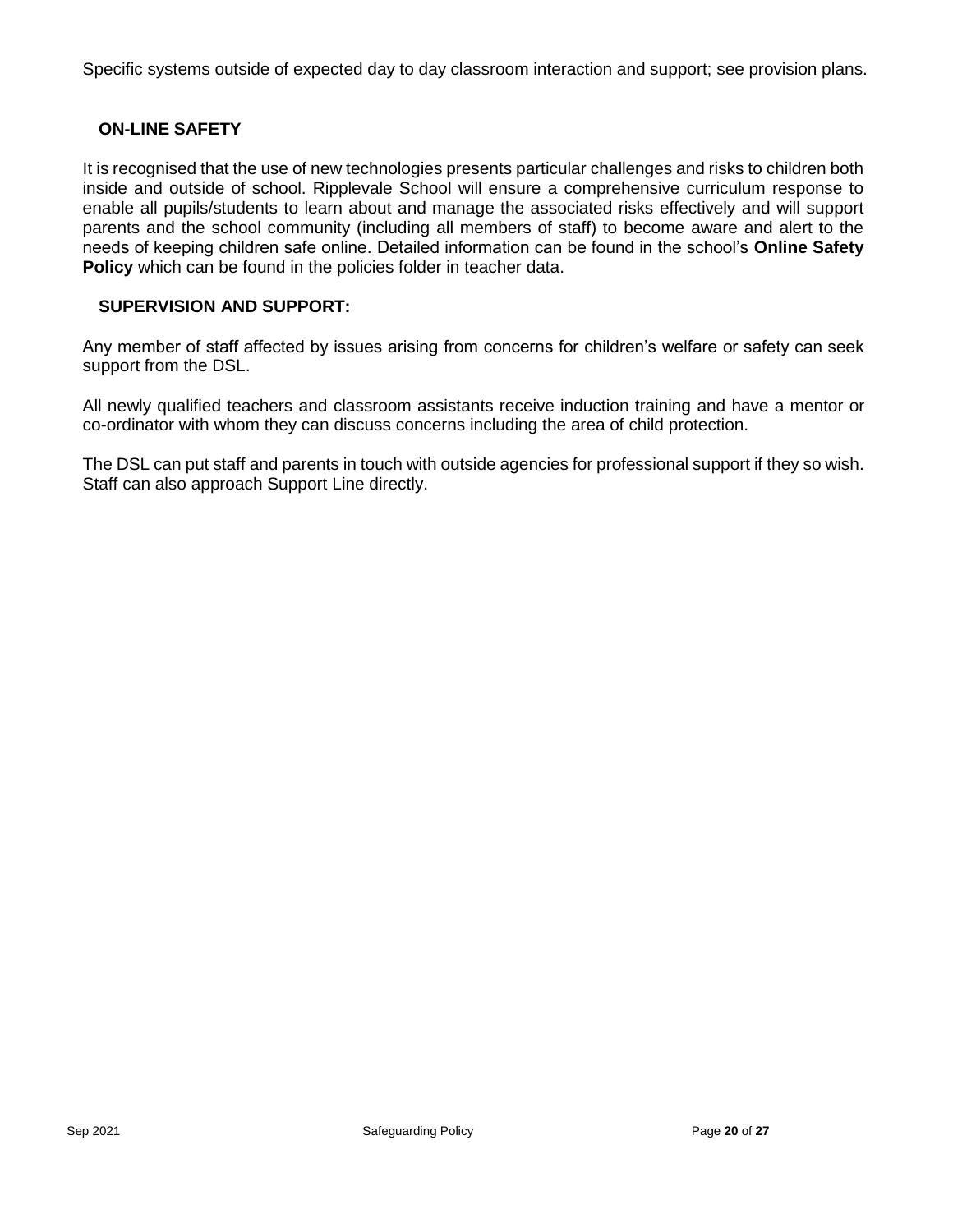Specific systems outside of expected day to day classroom interaction and support; see provision plans.

## ON-LINE SAFETY

It is recognised that the use of new technologies presents particular challenges and risks to children both inside and outside of school. Ripplevale School will ensure a comprehensive curriculum response to enable all pupils/students to learn about and manage the associated risks effectively and will support parents and the school community (including all members of staff) to become aware and alert to the needs of keeping children safe online. Detailed information can be found in the school's **Online Safety Policy** which can be found in the policies folder in teacher data.

## SUPERVISION AND SUPPORT:

Any member of staff affected by issues arising from concerns for children's welfare or safety can seek support from the DSL.

All newly qualified teachers and classroom assistants receive induction training and have a mentor or co-ordinator with whom they can discuss concerns including the area of child protection.

The DSL can put staff and parents in touch with outside agencies for professional support if they so wish. Staff can also approach Support Line directly.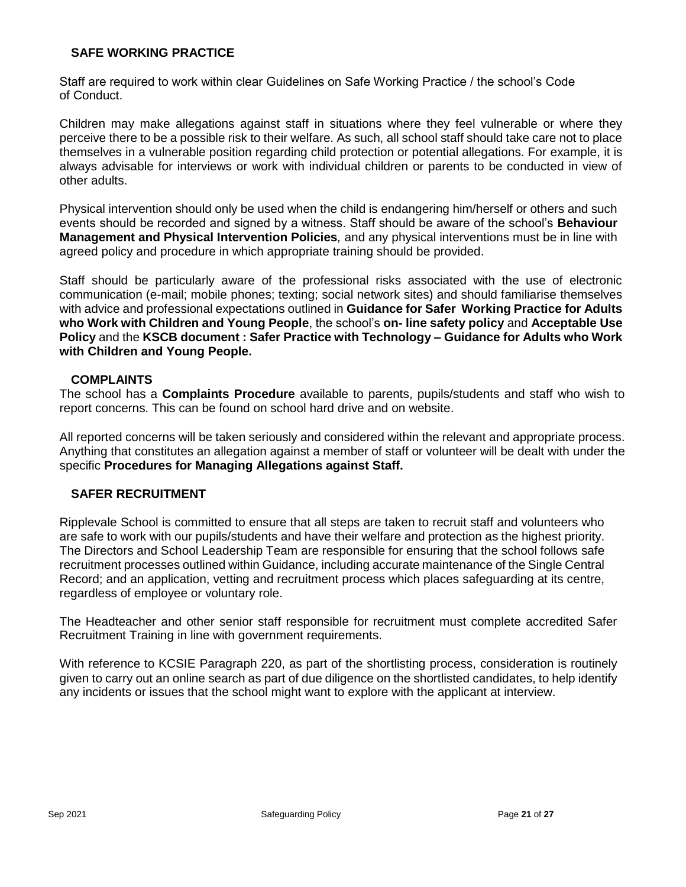## SAFE WORKING PRACTICE

Staff are required to work within clear Guidelines on Safe Working Practice / the school's Code of Conduct.

Children may make allegations against staff in situations where they feel vulnerable or where they perceive there to be a possible risk to their welfare. As such, all school staff should take care not to place themselves in a vulnerable position regarding child protection or potential allegations. For example, it is always advisable for interviews or work with individual children or parents to be conducted in view of other adults.

Physical intervention should only be used when the child is endangering him/herself or others and such events should be recorded and signed by a witness. Staff should be aware of the school's **Behaviour Management and Physical Intervention Policies**, and any physical interventions must be in line with agreed policy and procedure in which appropriate training should be provided.

Staff should be particularly aware of the professional risks associated with the use of electronic communication (e-mail; mobile phones; texting; social network sites) and should familiarise themselves with advice and professional expectations outlined in **Guidance for Safer Working Practice for Adults who Work with Children and Young People**, the school's **on- line safety policy** and **Acceptable Use Policy** and the **KSCB document : Safer Practice with Technology – Guidance for Adults who Work with Children and Young People.**

## COMPLAINTS

The school has a **Complaints Procedure** available to parents, pupils/students and staff who wish to report concerns. This can be found on school hard drive and on website.

All reported concerns will be taken seriously and considered within the relevant and appropriate process. Anything that constitutes an allegation against a member of staff or volunteer will be dealt with under the specific **Procedures for Managing Allegations against Staff.**

## SAFER RECRUITMENT

Ripplevale School is committed to ensure that all steps are taken to recruit staff and volunteers who are safe to work with our pupils/students and have their welfare and protection as the highest priority. The Directors and School Leadership Team are responsible for ensuring that the school follows safe recruitment processes outlined within Guidance, including accurate maintenance of the Single Central Record; and an application, vetting and recruitment process which places safeguarding at its centre, regardless of employee or voluntary role.

The Headteacher and other senior staff responsible for recruitment must complete accredited Safer Recruitment Training in line with government requirements.

With reference to KCSIE Paragraph 220, as part of the shortlisting process, consideration is routinely given to carry out an online search as part of due diligence on the shortlisted candidates, to help identify any incidents or issues that the school might want to explore with the applicant at interview.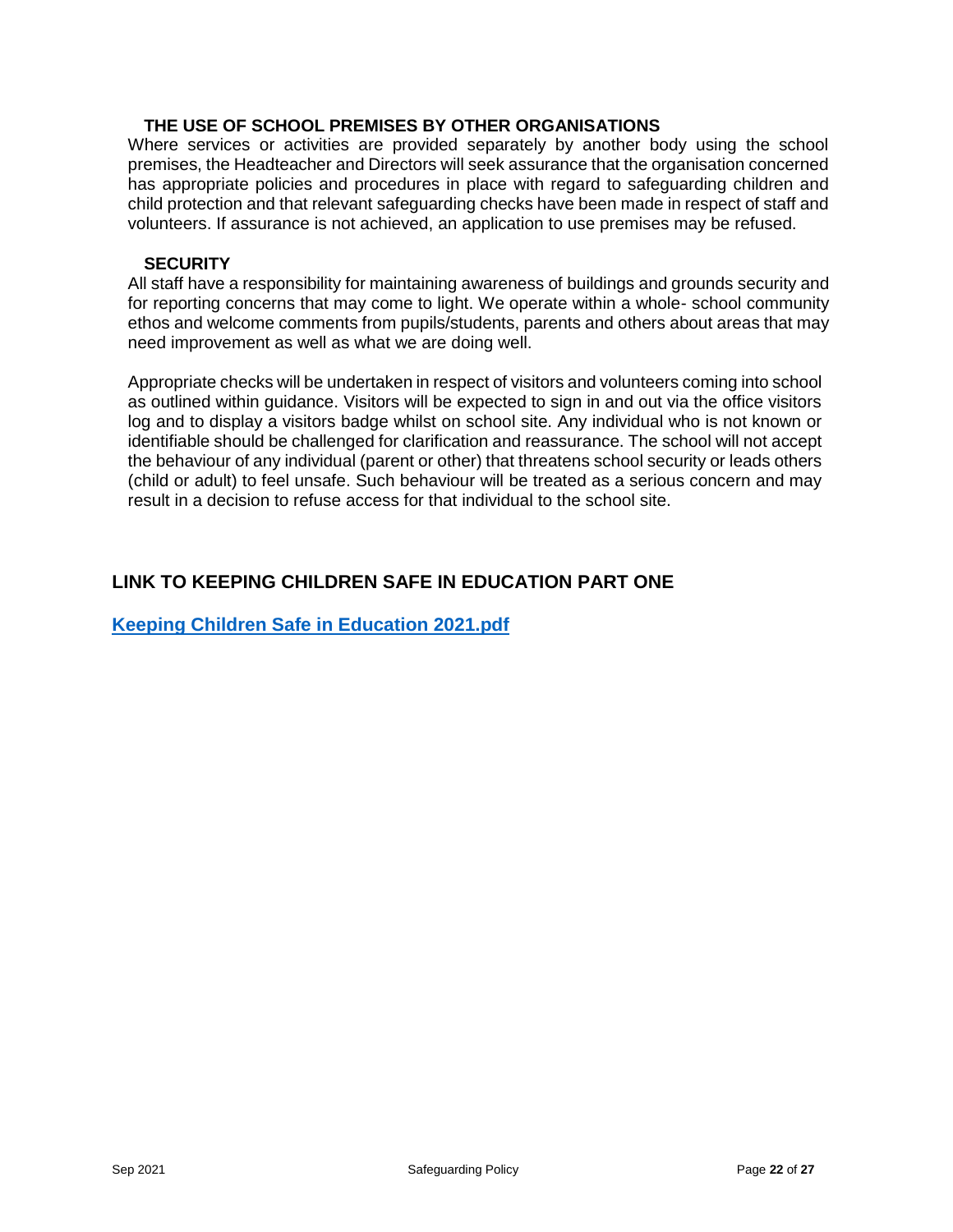### THE USE OF SCHOOL PREMISES BY OTHER ORGANISATIONS

Where services or activities are provided separately by another body using the school premises, the Headteacher and Directors will seek assurance that the organisation concerned has appropriate policies and procedures in place with regard to safeguarding children and child protection and that relevant safeguarding checks have been made in respect of staff and volunteers. If assurance is not achieved, an application to use premises may be refused.

### SECURITY

All staff have a responsibility for maintaining awareness of buildings and grounds security and for reporting concerns that may come to light. We operate within a whole- school community ethos and welcome comments from pupils/students, parents and others about areas that may need improvement as well as what we are doing well.

Appropriate checks will be undertaken in respect of visitors and volunteers coming into school as outlined within guidance. Visitors will be expected to sign in and out via the office visitors log and to display a visitors badge whilst on school site. Any individual who is not known or identifiable should be challenged for clarification and reassurance. The school will not accept the behaviour of any individual (parent or other) that threatens school security or leads others (child or adult) to feel unsafe. Such behaviour will be treated as a serious concern and may result in a decision to refuse access for that individual to the school site.

## LINK TO KEEPING CHILDREN SAFE IN EDUCATION PART ONE

**Keeping Children Safe in Education 2021.pdf**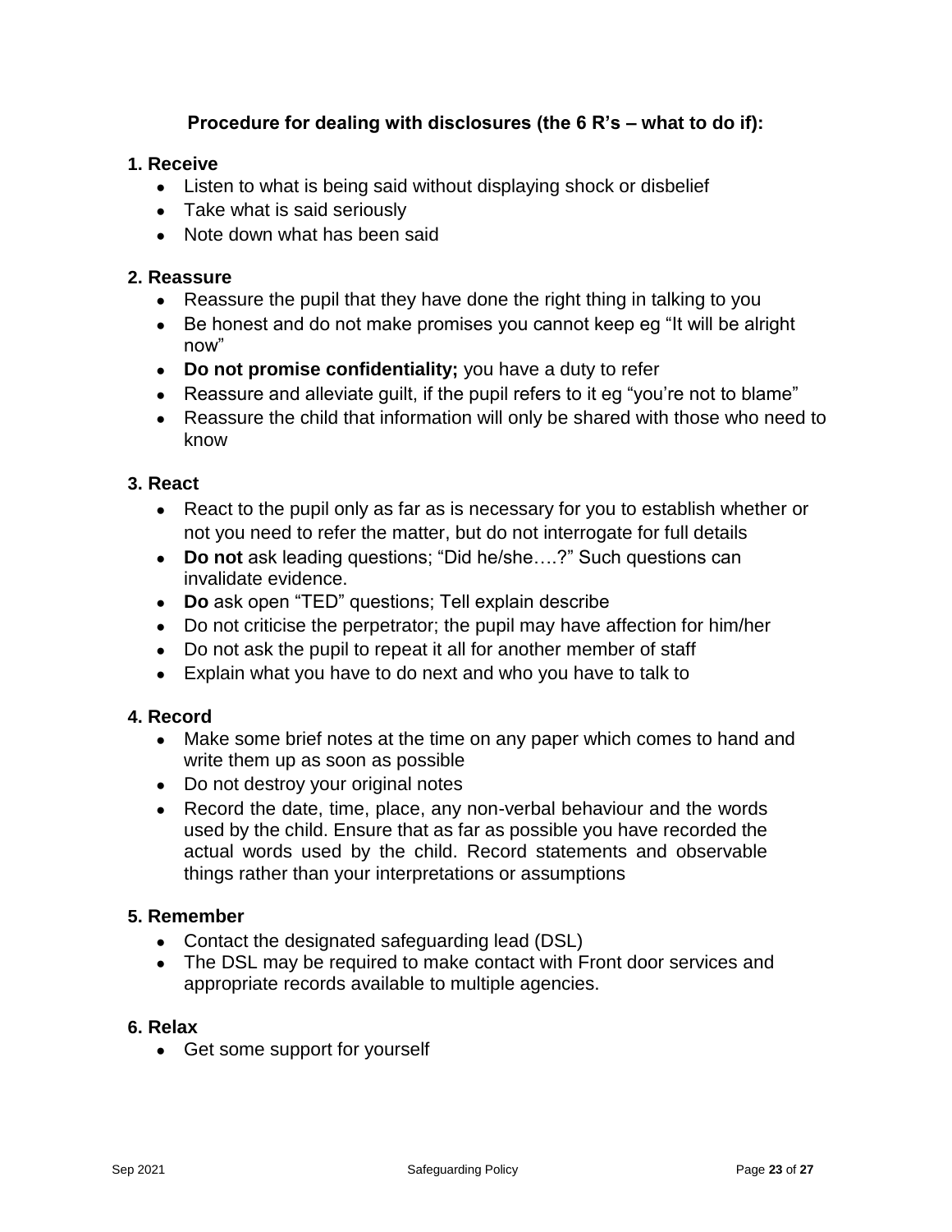## Procedure for dealing with disclosures (the 6 R's – what to do if):

### 1. Receive

- Listen to what is being said without displaying shock or disbelief
- Take what is said seriously
- Note down what has been said

### 2. Reassure

- Reassure the pupil that they have done the right thing in talking to you
- Be honest and do not make promises you cannot keep eg "It will be alright now"
- **Do not promise confidentiality;** you have a duty to refer
- Reassure and alleviate guilt, if the pupil refers to it eg "you're not to blame"
- Reassure the child that information will only be shared with those who need to know

### 3. React

- React to the pupil only as far as is necessary for you to establish whether or not you need to refer the matter, but do not interrogate for full details
- **Do not** ask leading questions; "Did he/she….?" Such questions can invalidate evidence.
- **Do** ask open "TED" questions; Tell explain describe
- Do not criticise the perpetrator; the pupil may have affection for him/her
- Do not ask the pupil to repeat it all for another member of staff
- Explain what you have to do next and who you have to talk to

### 4. Record

- Make some brief notes at the time on any paper which comes to hand and write them up as soon as possible
- Do not destroy your original notes
- Record the date, time, place, any non-verbal behaviour and the words used by the child. Ensure that as far as possible you have recorded the actual words used by the child. Record statements and observable things rather than your interpretations or assumptions

### 5. Remember

- Contact the designated safeguarding lead (DSL)
- The DSL may be required to make contact with Front door services and appropriate records available to multiple agencies.

### 6. Relax

- Get some support for yourself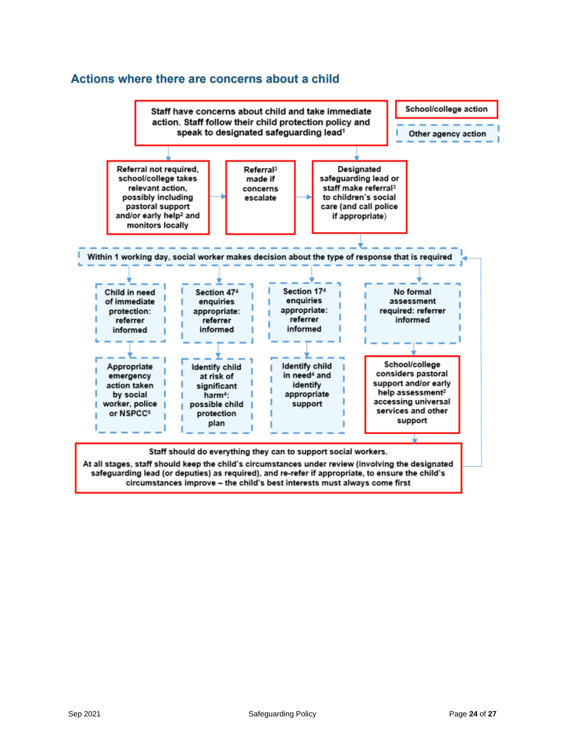## Actions where there are concerns about a child

School/college action

Other agency action

Staff have concerns about child and take immediate action. Staff follow their child protection policy and speak to designated safeguarding lead[1]

Referral not required, school/college takes relevant action, possibly including pastoral support and/or early help[2] and monitors locally

Referral[3] made if concerns escalate

Designated safeguarding lead or staff make referral[3] to children's social care (and call police if appropriate)

Within 1 working day, social worker makes decision about the type of response that is required

Child in need of immediate protection: referrer informed

Section 47[4] enquiries appropriate: referrer informed

Section 17[4] enquiries appropriate: referrer informed

No formal assessment required: referrer informed

Appropriate emergency action taken by social worker, police or NSPCC[5]

Identify child at risk of significant harm[4]: possible child protection plan

Identify child in need[4] and identify appropriate support

School/college considers pastoral support and/or early help assessment[2] accessing universal services and other support

Staff should do everything they can to support social workers.

At all stages, staff should keep the child's circumstances under review (involving the designated safeguarding lead (or deputies) as required), and re-refer if appropriate, to ensure the child's circumstances improve – the child's best interests must always come first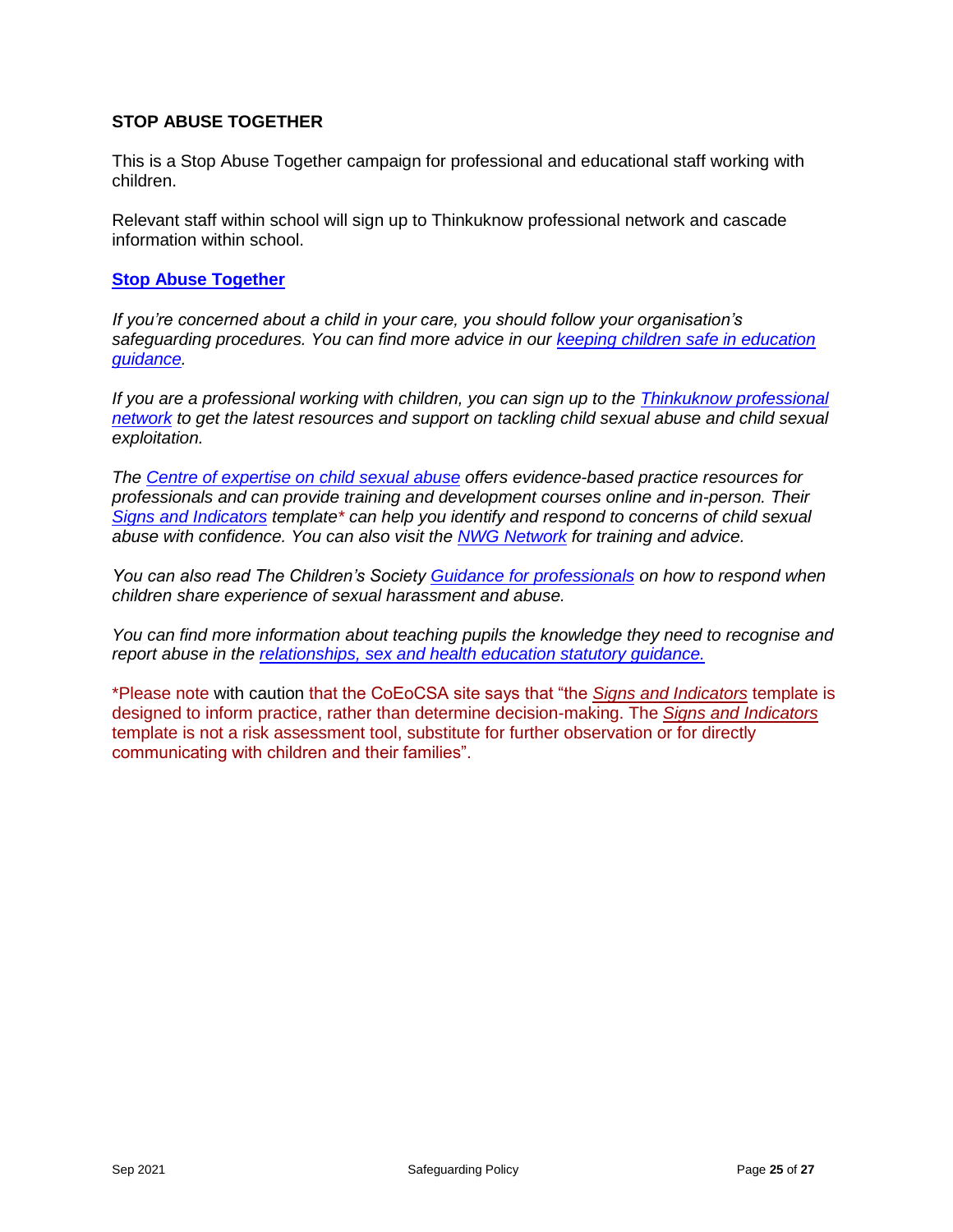**STOP ABUSE TOGETHER**

This is a Stop Abuse Together campaign for professional and educational staff working with children.

Relevant staff within school will sign up to Thinkuknow professional network and cascade information within school.

**Stop Abuse Together**

*If you're concerned about a child in your care, you should follow your organisation's safeguarding procedures. You can find more advice in our keeping children safe in education guidance.*

*If you are a professional working with children, you can sign up to the Thinkuknow professional network to get the latest resources and support on tackling child sexual abuse and child sexual exploitation.*

*The Centre of expertise on child sexual abuse offers evidence-based practice resources for professionals and can provide training and development courses online and in-person. Their Signs and Indicators template\* can help you identify and respond to concerns of child sexual abuse with confidence. You can also visit the NWG Network for training and advice.*

*You can also read The Children's Society Guidance for professionals on how to respond when children share experience of sexual harassment and abuse.*

*You can find more information about teaching pupils the knowledge they need to recognise and report abuse in the relationships, sex and health education statutory guidance.*

\*Please note with caution that the CoEoCSA site says that "the *Signs and Indicators* template is designed to inform practice, rather than determine decision-making. The *Signs and Indicators* template is not a risk assessment tool, substitute for further observation or for directly communicating with children and their families".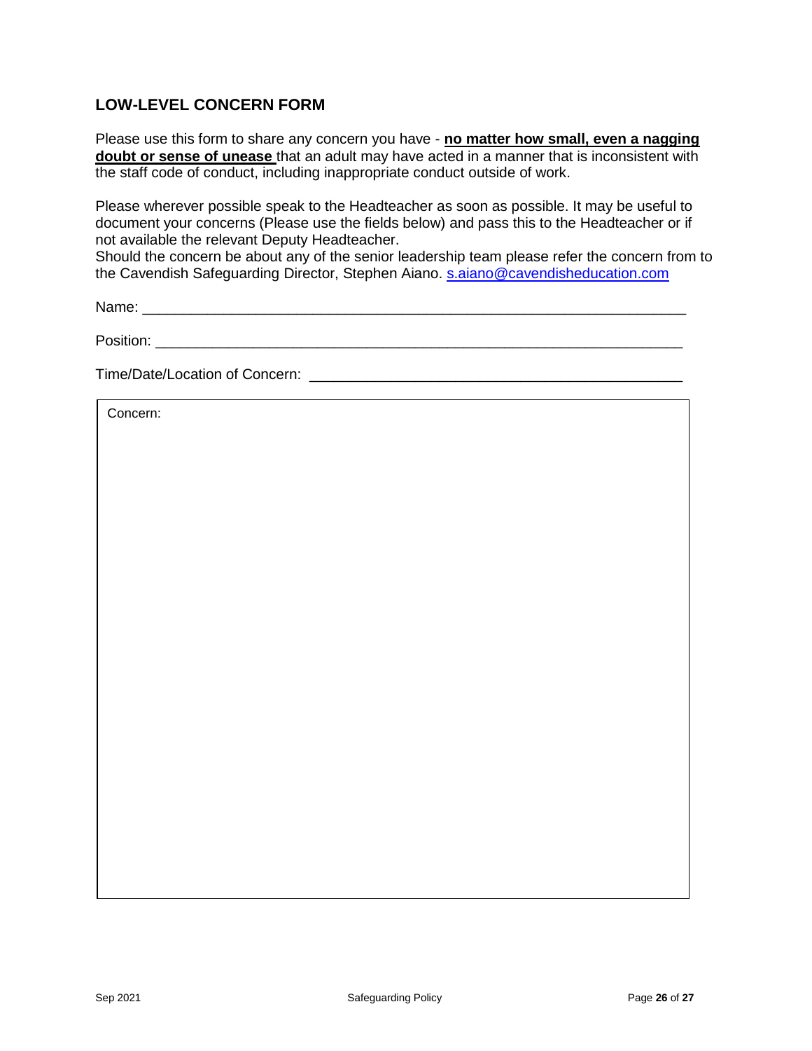## LOW-LEVEL CONCERN FORM

Please use this form to share any concern you have - **no matter how small, even a nagging doubt or sense of unease** that an adult may have acted in a manner that is inconsistent with the staff code of conduct, including inappropriate conduct outside of work.

Please wherever possible speak to the Headteacher as soon as possible. It may be useful to document your concerns (Please use the fields below) and pass this to the Headteacher or if not available the relevant Deputy Headteacher.
Should the concern be about any of the senior leadership team please refer the concern from to the Cavendish Safeguarding Director, Stephen Aiano. s.aiano@cavendisheducation.com

Name: ______________________________________________________________________

Position: ____________________________________________________________________

Time/Date/Location of Concern: ______________________________________________

| Concern: |
| --- |
| |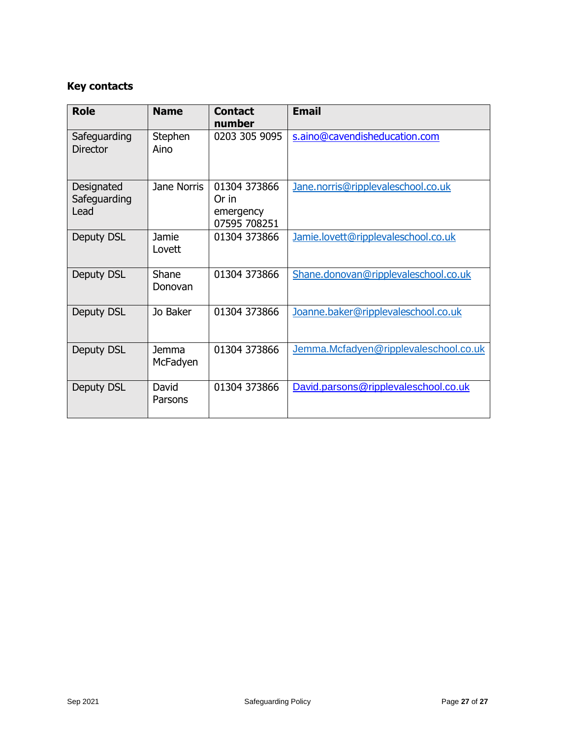**Key contacts**

| Role | Name | Contact number | Email |
|---|---|---|---|
| Safeguarding Director | Stephen Aino | 0203 305 9095 | s.aino@cavendisheducation.com |
| Designated Safeguarding Lead | Jane Norris | 01304 373866 Or in emergency 07595 708251 | Jane.norris@ripplevaleschool.co.uk |
| Deputy DSL | Jamie Lovett | 01304 373866 | Jamie.lovett@ripplevaleschool.co.uk |
| Deputy DSL | Shane Donovan | 01304 373866 | Shane.donovan@ripplevaleschool.co.uk |
| Deputy DSL | Jo Baker | 01304 373866 | Joanne.baker@ripplevaleschool.co.uk |
| Deputy DSL | Jemma McFadyen | 01304 373866 | Jemma.Mcfadyen@ripplevaleschool.co.uk |
| Deputy DSL | David Parsons | 01304 373866 | David.parsons@ripplevaleschool.co.uk |